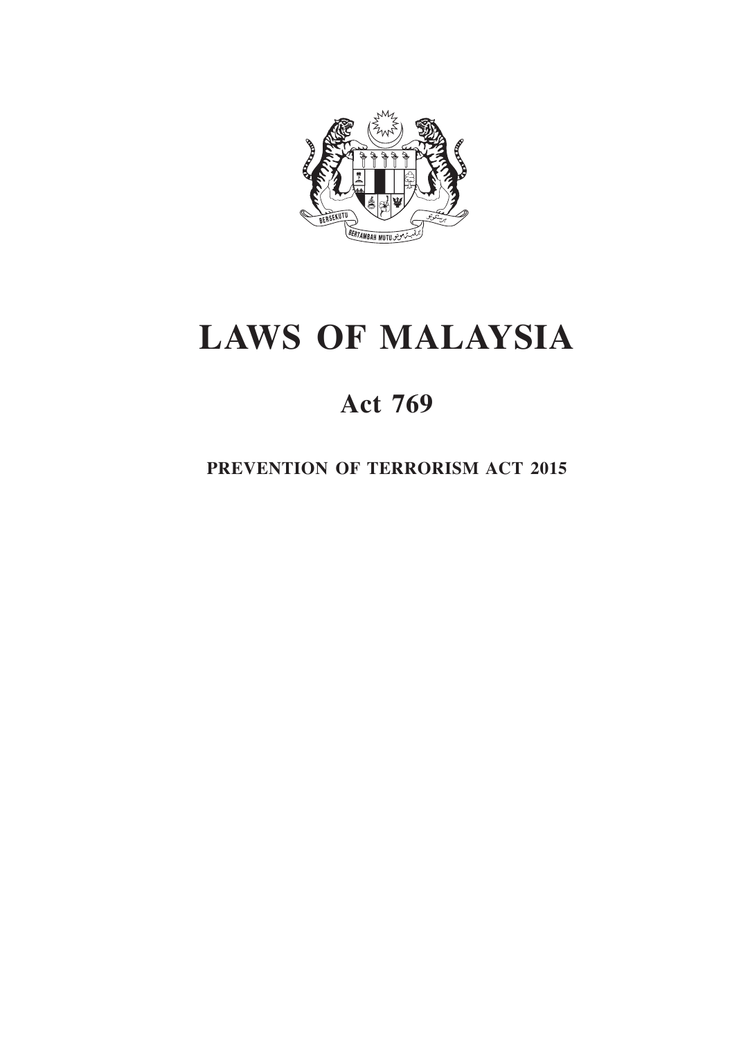# LAWS OF MALAYSIA

## Act 769

### PREVENTION OF TERRORISM ACT 2015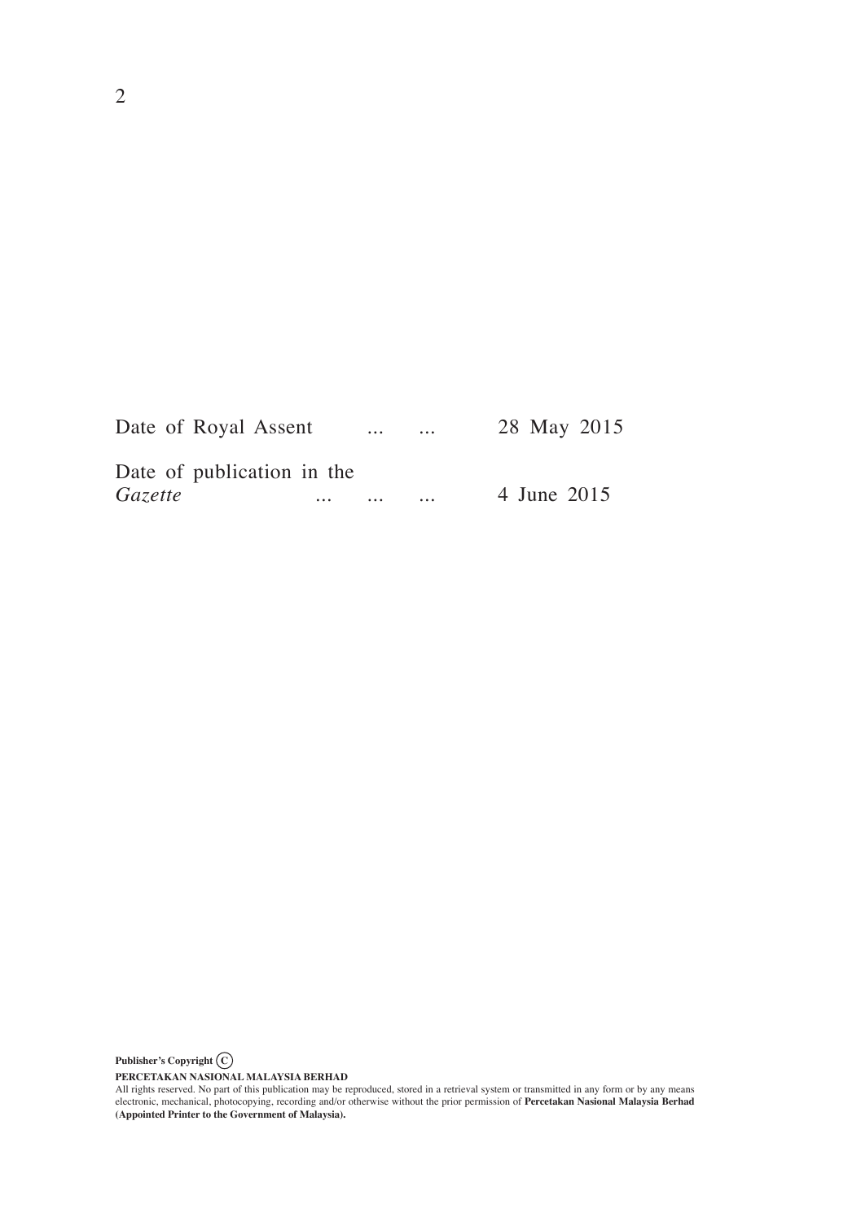| | |
|---|---|
| Date of Royal Assent ... ... | 28 May 2015 |
| Date of publication in the *Gazette* ... ... ... | 4 June 2015 |

**Publisher's Copyright** ©

**PERCETAKAN NASIONAL MALAYSIA BERHAD**

All rights reserved. No part of this publication may be reproduced, stored in a retrieval system or transmitted in any form or by any means electronic, mechanical, photocopying, recording and/or otherwise without the prior permission of **Percetakan Nasional Malaysia Berhad (Appointed Printer to the Government of Malaysia).**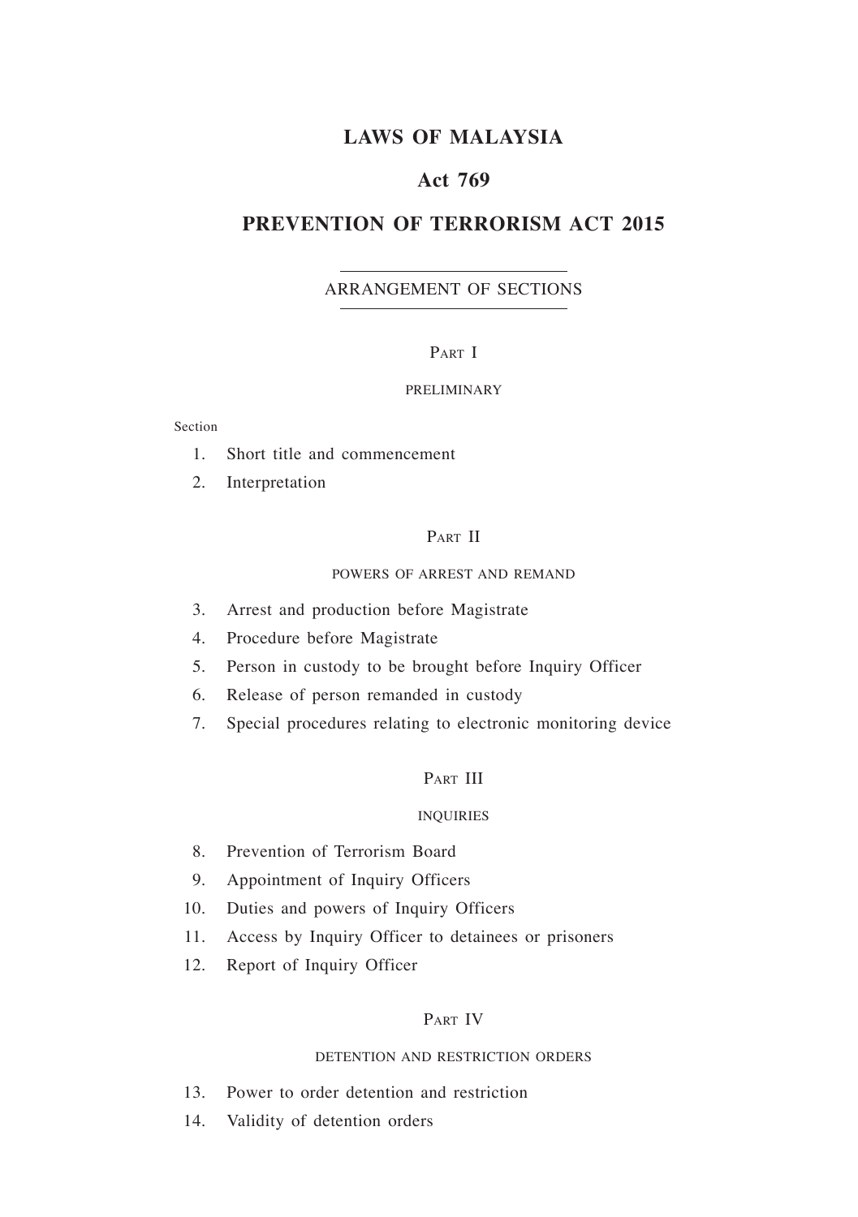# LAWS OF MALAYSIA

## Act 769

## PREVENTION OF TERRORISM ACT 2015

ARRANGEMENT OF SECTIONS

PART I

PRELIMINARY

Section

1. Short title and commencement
2. Interpretation

PART II

POWERS OF ARREST AND REMAND

3. Arrest and production before Magistrate
4. Procedure before Magistrate
5. Person in custody to be brought before Inquiry Officer
6. Release of person remanded in custody
7. Special procedures relating to electronic monitoring device

PART III

INQUIRIES

8. Prevention of Terrorism Board
9. Appointment of Inquiry Officers
10. Duties and powers of Inquiry Officers
11. Access by Inquiry Officer to detainees or prisoners
12. Report of Inquiry Officer

PART IV

DETENTION AND RESTRICTION ORDERS

13. Power to order detention and restriction
14. Validity of detention orders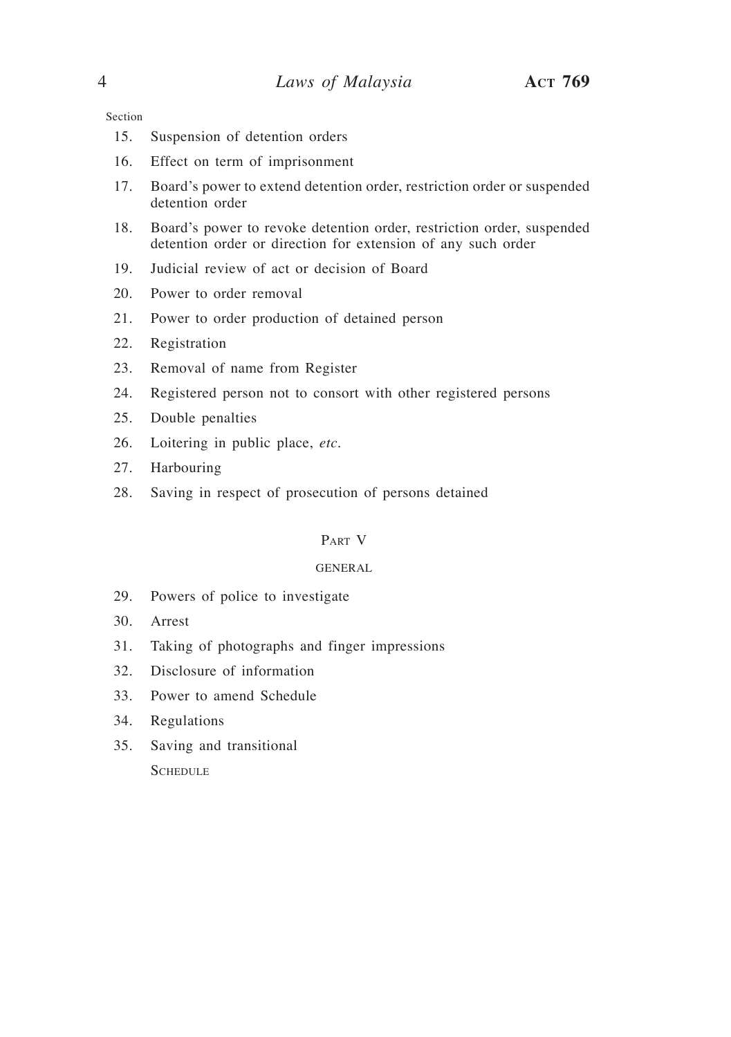Section

15. Suspension of detention orders
16. Effect on term of imprisonment
17. Board's power to extend detention order, restriction order or suspended detention order
18. Board's power to revoke detention order, restriction order, suspended detention order or direction for extension of any such order
19. Judicial review of act or decision of Board
20. Power to order removal
21. Power to order production of detained person
22. Registration
23. Removal of name from Register
24. Registered person not to consort with other registered persons
25. Double penalties
26. Loitering in public place, *etc*.
27. Harbouring
28. Saving in respect of prosecution of persons detained

## Part V

### GENERAL

29. Powers of police to investigate
30. Arrest
31. Taking of photographs and finger impressions
32. Disclosure of information
33. Power to amend Schedule
34. Regulations
35. Saving and transitional

Schedule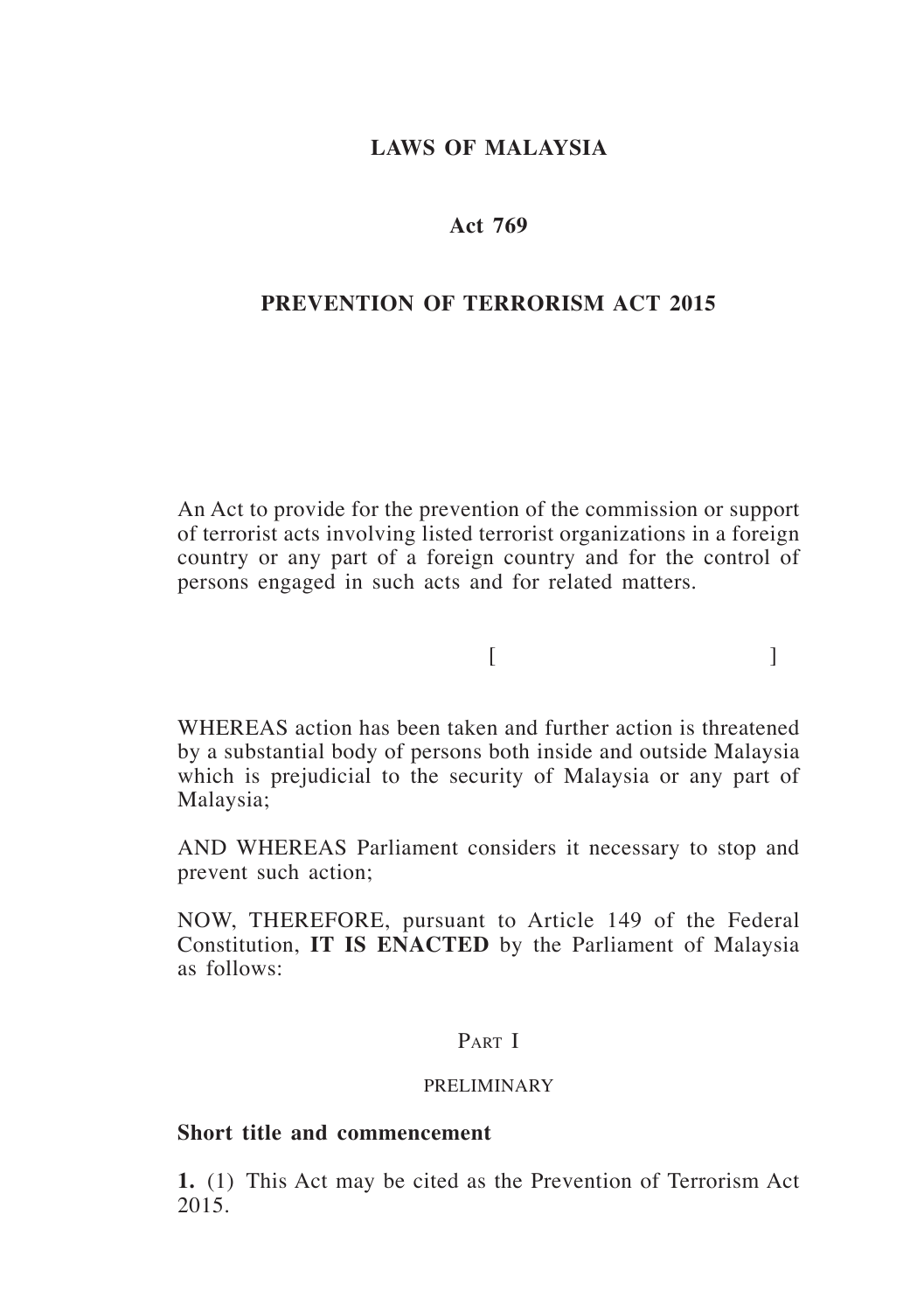**LAWS OF MALAYSIA**

**Act 769**

**PREVENTION OF TERRORISM ACT 2015**

An Act to provide for the prevention of the commission or support of terrorist acts involving listed terrorist organizations in a foreign country or any part of a foreign country and for the control of persons engaged in such acts and for related matters.

[ ]

WHEREAS action has been taken and further action is threatened by a substantial body of persons both inside and outside Malaysia which is prejudicial to the security of Malaysia or any part of Malaysia;

AND WHEREAS Parliament considers it necessary to stop and prevent such action;

NOW, THEREFORE, pursuant to Article 149 of the Federal Constitution, **IT IS ENACTED** by the Parliament of Malaysia as follows:

## PART I

### PRELIMINARY

**Short title and commencement**

**1.** (1) This Act may be cited as the Prevention of Terrorism Act 2015.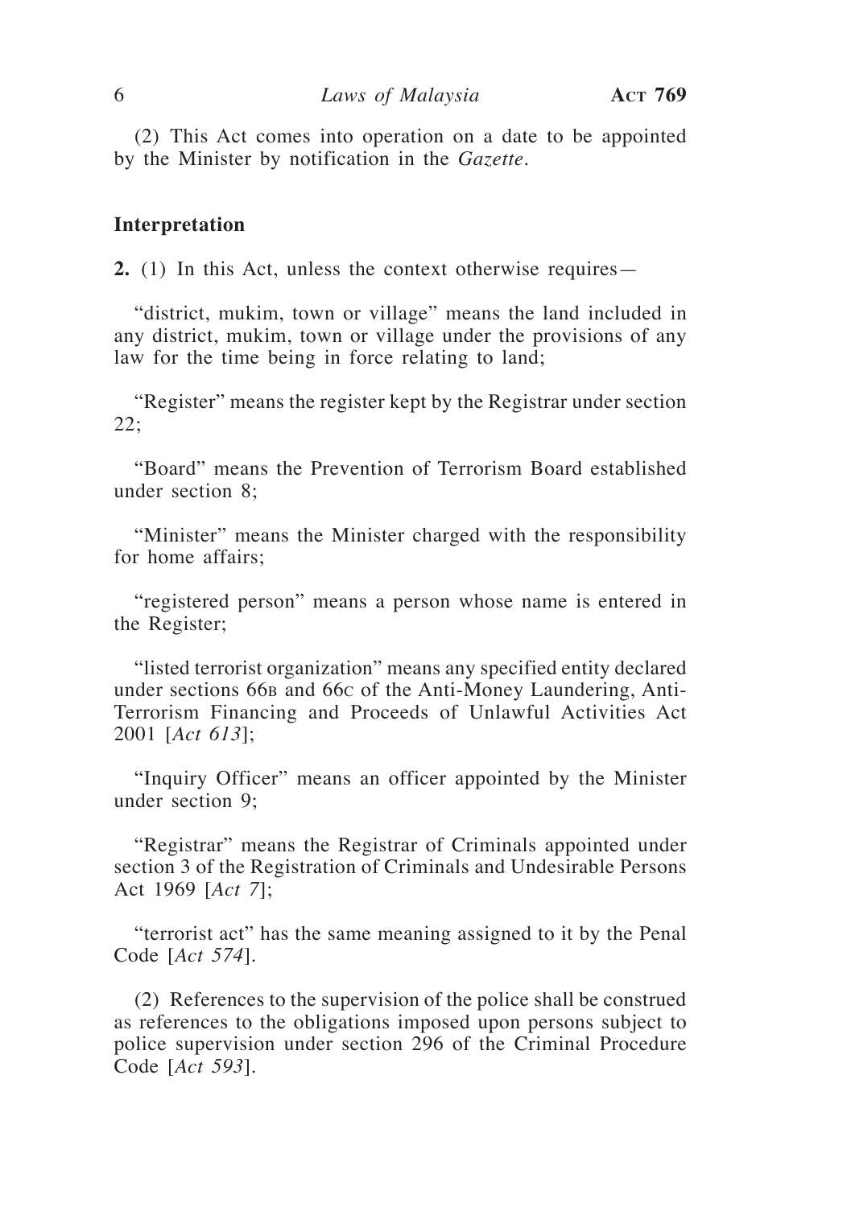(2) This Act comes into operation on a date to be appointed by the Minister by notification in the *Gazette*.

**Interpretation**

**2.** (1) In this Act, unless the context otherwise requires—

"district, mukim, town or village" means the land included in any district, mukim, town or village under the provisions of any law for the time being in force relating to land;

"Register" means the register kept by the Registrar under section 22;

"Board" means the Prevention of Terrorism Board established under section 8;

"Minister" means the Minister charged with the responsibility for home affairs;

"registered person" means a person whose name is entered in the Register;

"listed terrorist organization" means any specified entity declared under sections 66B and 66C of the Anti-Money Laundering, Anti-Terrorism Financing and Proceeds of Unlawful Activities Act 2001 [*Act 613*];

"Inquiry Officer" means an officer appointed by the Minister under section 9;

"Registrar" means the Registrar of Criminals appointed under section 3 of the Registration of Criminals and Undesirable Persons Act 1969 [*Act 7*];

"terrorist act" has the same meaning assigned to it by the Penal Code [*Act 574*].

(2) References to the supervision of the police shall be construed as references to the obligations imposed upon persons subject to police supervision under section 296 of the Criminal Procedure Code [*Act 593*].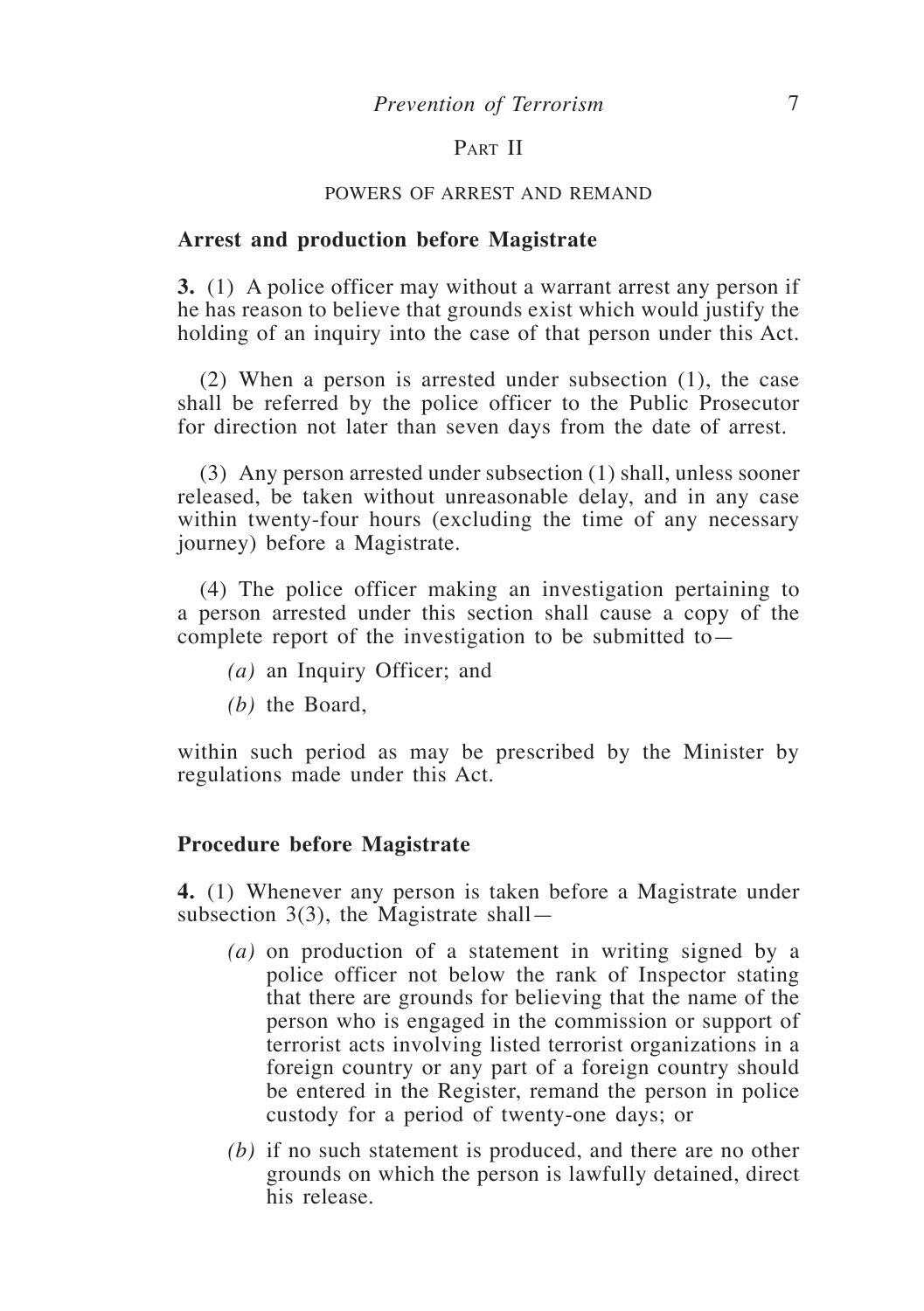## Part II

### POWERS OF ARREST AND REMAND

**Arrest and production before Magistrate**

**3.** (1) A police officer may without a warrant arrest any person if he has reason to believe that grounds exist which would justify the holding of an inquiry into the case of that person under this Act.

(2) When a person is arrested under subsection (1), the case shall be referred by the police officer to the Public Prosecutor for direction not later than seven days from the date of arrest.

(3) Any person arrested under subsection (1) shall, unless sooner released, be taken without unreasonable delay, and in any case within twenty-four hours (excluding the time of any necessary journey) before a Magistrate.

(4) The police officer making an investigation pertaining to a person arrested under this section shall cause a copy of the complete report of the investigation to be submitted to—

*(a)* an Inquiry Officer; and

*(b)* the Board,

within such period as may be prescribed by the Minister by regulations made under this Act.

**Procedure before Magistrate**

**4.** (1) Whenever any person is taken before a Magistrate under subsection 3(3), the Magistrate shall—

*(a)* on production of a statement in writing signed by a police officer not below the rank of Inspector stating that there are grounds for believing that the name of the person who is engaged in the commission or support of terrorist acts involving listed terrorist organizations in a foreign country or any part of a foreign country should be entered in the Register, remand the person in police custody for a period of twenty-one days; or

*(b)* if no such statement is produced, and there are no other grounds on which the person is lawfully detained, direct his release.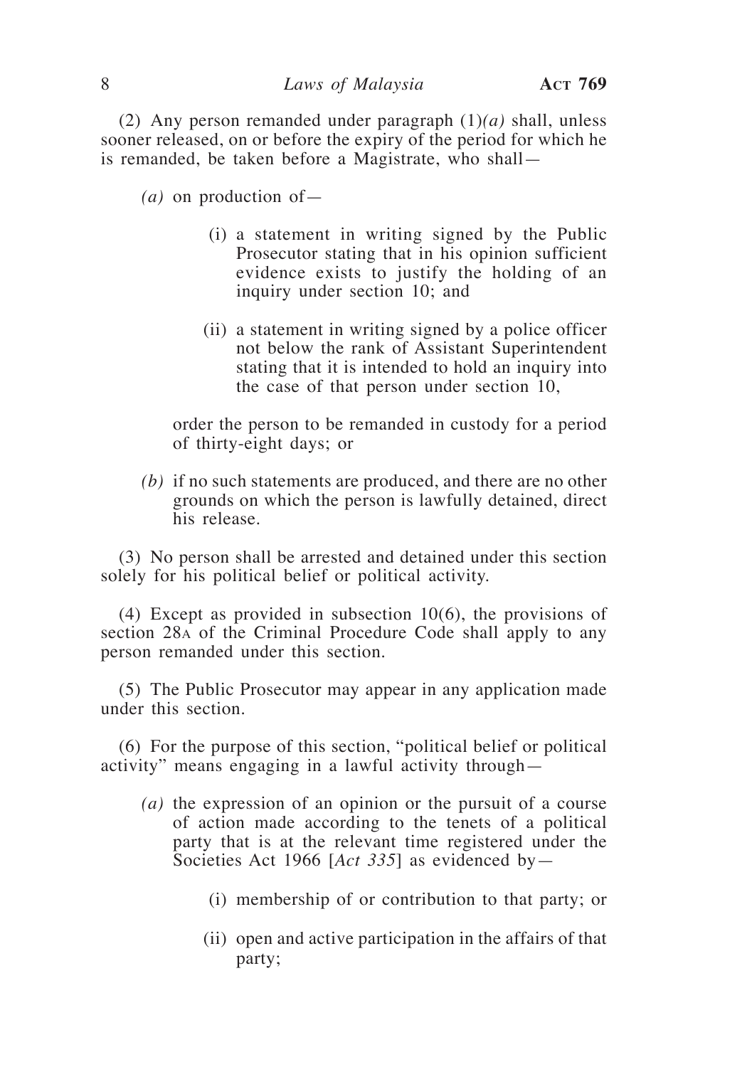(2) Any person remanded under paragraph (1)*(a)* shall, unless sooner released, on or before the expiry of the period for which he is remanded, be taken before a Magistrate, who shall—

*(a)* on production of—

(i) a statement in writing signed by the Public Prosecutor stating that in his opinion sufficient evidence exists to justify the holding of an inquiry under section 10; and

(ii) a statement in writing signed by a police officer not below the rank of Assistant Superintendent stating that it is intended to hold an inquiry into the case of that person under section 10,

order the person to be remanded in custody for a period of thirty-eight days; or

*(b)* if no such statements are produced, and there are no other grounds on which the person is lawfully detained, direct his release.

(3) No person shall be arrested and detained under this section solely for his political belief or political activity.

(4) Except as provided in subsection 10(6), the provisions of section 28A of the Criminal Procedure Code shall apply to any person remanded under this section.

(5) The Public Prosecutor may appear in any application made under this section.

(6) For the purpose of this section, "political belief or political activity" means engaging in a lawful activity through—

*(a)* the expression of an opinion or the pursuit of a course of action made according to the tenets of a political party that is at the relevant time registered under the Societies Act 1966 [*Act 335*] as evidenced by—

(i) membership of or contribution to that party; or

(ii) open and active participation in the affairs of that party;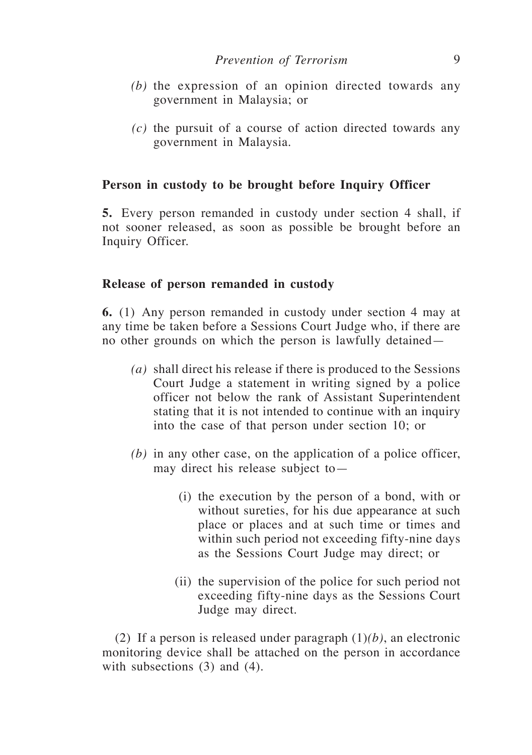*(b)* the expression of an opinion directed towards any government in Malaysia; or

*(c)* the pursuit of a course of action directed towards any government in Malaysia.

**Person in custody to be brought before Inquiry Officer**

**5.** Every person remanded in custody under section 4 shall, if not sooner released, as soon as possible be brought before an Inquiry Officer.

**Release of person remanded in custody**

**6.** (1) Any person remanded in custody under section 4 may at any time be taken before a Sessions Court Judge who, if there are no other grounds on which the person is lawfully detained—

*(a)* shall direct his release if there is produced to the Sessions Court Judge a statement in writing signed by a police officer not below the rank of Assistant Superintendent stating that it is not intended to continue with an inquiry into the case of that person under section 10; or

*(b)* in any other case, on the application of a police officer, may direct his release subject to—

(i) the execution by the person of a bond, with or without sureties, for his due appearance at such place or places and at such time or times and within such period not exceeding fifty-nine days as the Sessions Court Judge may direct; or

(ii) the supervision of the police for such period not exceeding fifty-nine days as the Sessions Court Judge may direct.

(2) If a person is released under paragraph (1)*(b)*, an electronic monitoring device shall be attached on the person in accordance with subsections (3) and (4).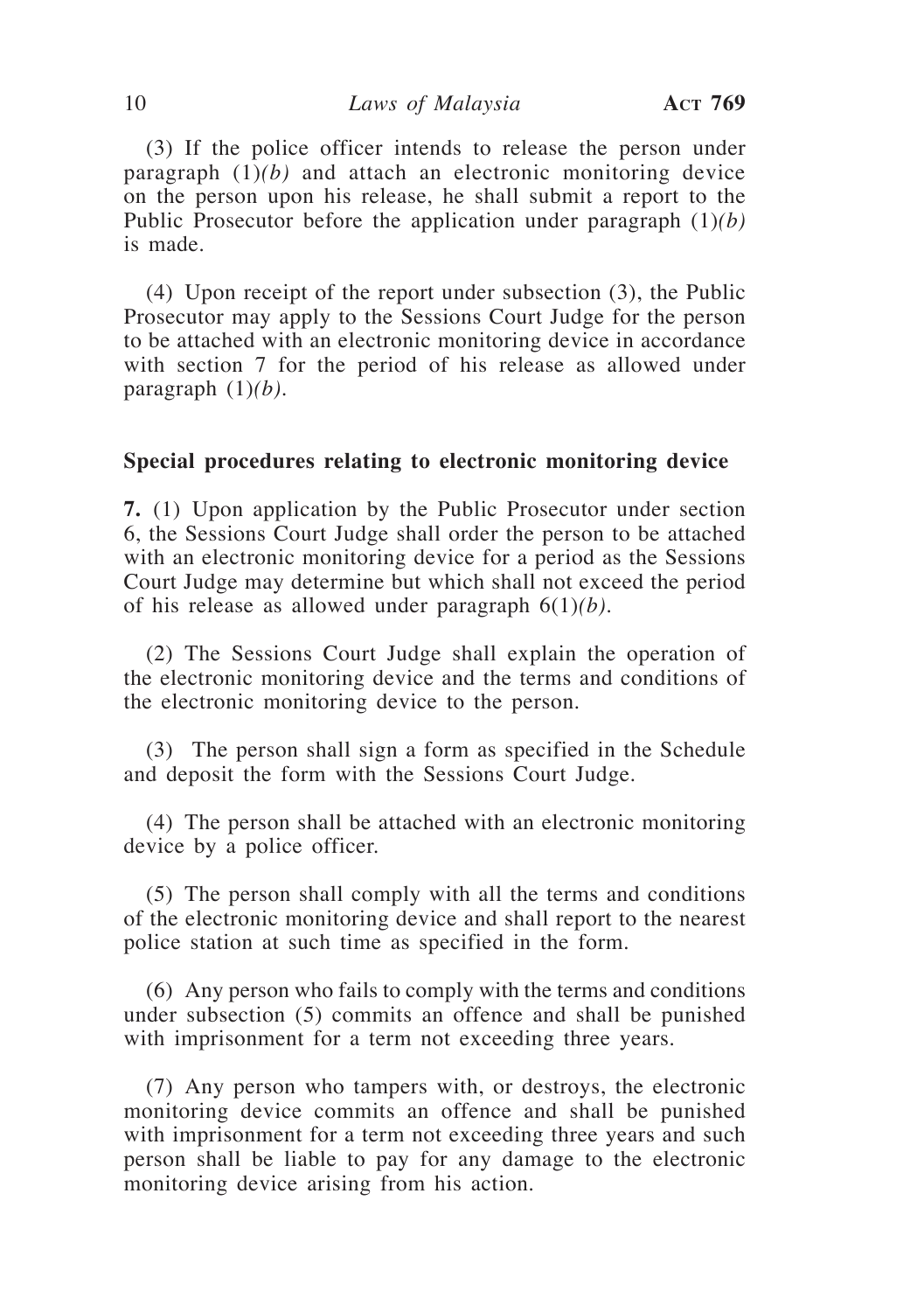(3) If the police officer intends to release the person under paragraph (1)*(b)* and attach an electronic monitoring device on the person upon his release, he shall submit a report to the Public Prosecutor before the application under paragraph (1)*(b)* is made.

(4) Upon receipt of the report under subsection (3), the Public Prosecutor may apply to the Sessions Court Judge for the person to be attached with an electronic monitoring device in accordance with section 7 for the period of his release as allowed under paragraph (1)*(b)*.

### Special procedures relating to electronic monitoring device

**7.** (1) Upon application by the Public Prosecutor under section 6, the Sessions Court Judge shall order the person to be attached with an electronic monitoring device for a period as the Sessions Court Judge may determine but which shall not exceed the period of his release as allowed under paragraph 6(1)*(b)*.

(2) The Sessions Court Judge shall explain the operation of the electronic monitoring device and the terms and conditions of the electronic monitoring device to the person.

(3) The person shall sign a form as specified in the Schedule and deposit the form with the Sessions Court Judge.

(4) The person shall be attached with an electronic monitoring device by a police officer.

(5) The person shall comply with all the terms and conditions of the electronic monitoring device and shall report to the nearest police station at such time as specified in the form.

(6) Any person who fails to comply with the terms and conditions under subsection (5) commits an offence and shall be punished with imprisonment for a term not exceeding three years.

(7) Any person who tampers with, or destroys, the electronic monitoring device commits an offence and shall be punished with imprisonment for a term not exceeding three years and such person shall be liable to pay for any damage to the electronic monitoring device arising from his action.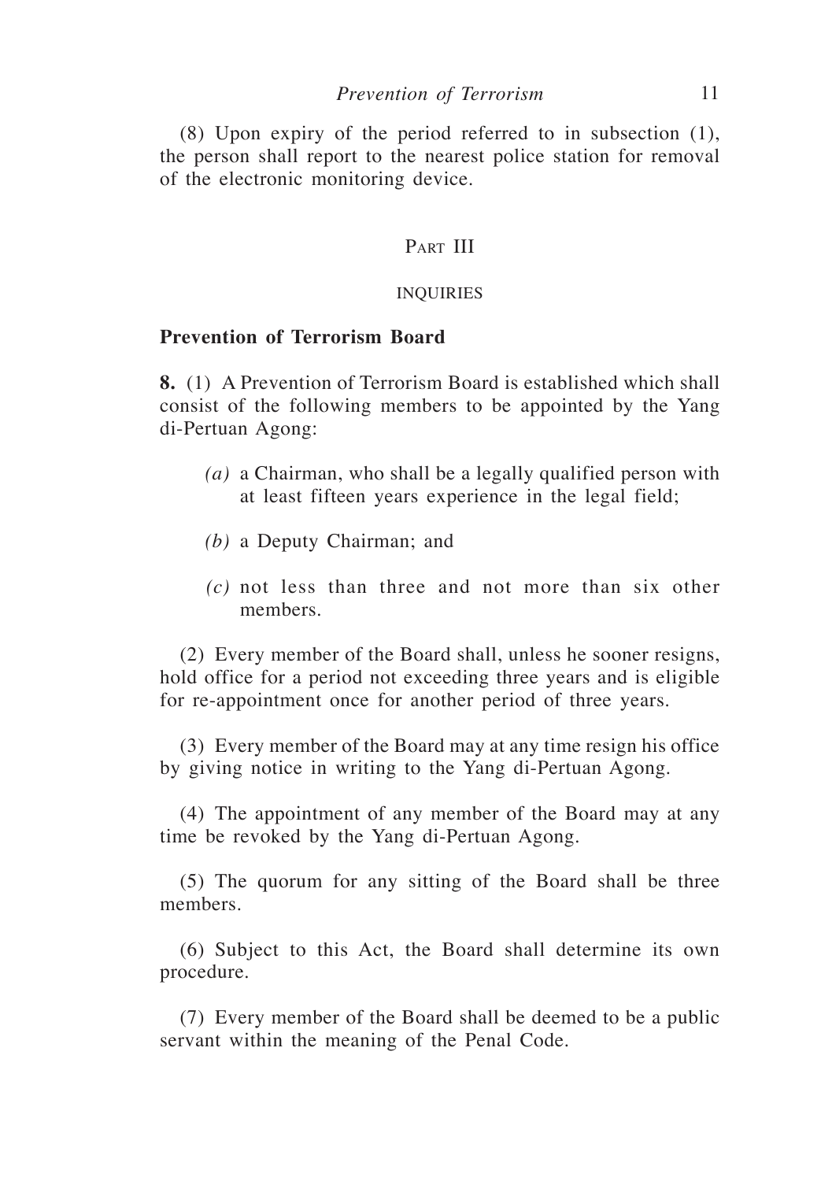(8) Upon expiry of the period referred to in subsection (1), the person shall report to the nearest police station for removal of the electronic monitoring device.

## PART III

### INQUIRIES

**Prevention of Terrorism Board**

**8.** (1) A Prevention of Terrorism Board is established which shall consist of the following members to be appointed by the Yang di-Pertuan Agong:

*(a)* a Chairman, who shall be a legally qualified person with at least fifteen years experience in the legal field;

*(b)* a Deputy Chairman; and

*(c)* not less than three and not more than six other members.

(2) Every member of the Board shall, unless he sooner resigns, hold office for a period not exceeding three years and is eligible for re-appointment once for another period of three years.

(3) Every member of the Board may at any time resign his office by giving notice in writing to the Yang di-Pertuan Agong.

(4) The appointment of any member of the Board may at any time be revoked by the Yang di-Pertuan Agong.

(5) The quorum for any sitting of the Board shall be three members.

(6) Subject to this Act, the Board shall determine its own procedure.

(7) Every member of the Board shall be deemed to be a public servant within the meaning of the Penal Code.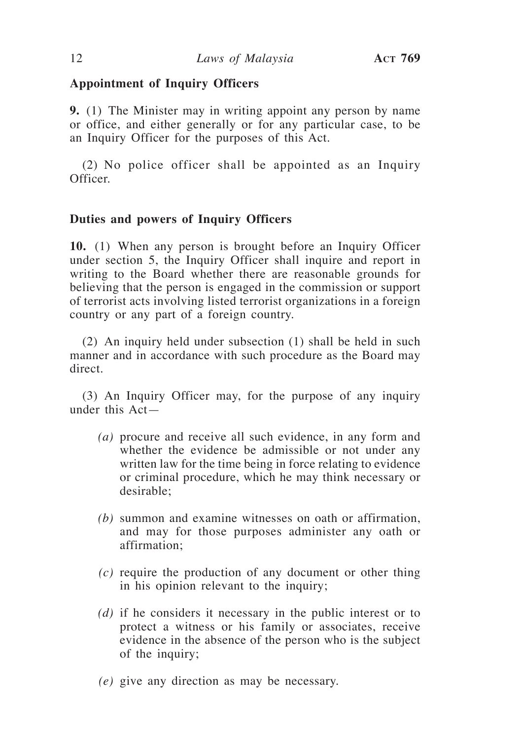**Appointment of Inquiry Officers**

**9.** (1) The Minister may in writing appoint any person by name or office, and either generally or for any particular case, to be an Inquiry Officer for the purposes of this Act.

(2) No police officer shall be appointed as an Inquiry Officer.

**Duties and powers of Inquiry Officers**

**10.** (1) When any person is brought before an Inquiry Officer under section 5, the Inquiry Officer shall inquire and report in writing to the Board whether there are reasonable grounds for believing that the person is engaged in the commission or support of terrorist acts involving listed terrorist organizations in a foreign country or any part of a foreign country.

(2) An inquiry held under subsection (1) shall be held in such manner and in accordance with such procedure as the Board may direct.

(3) An Inquiry Officer may, for the purpose of any inquiry under this Act—

*(a)* procure and receive all such evidence, in any form and whether the evidence be admissible or not under any written law for the time being in force relating to evidence or criminal procedure, which he may think necessary or desirable;

*(b)* summon and examine witnesses on oath or affirmation, and may for those purposes administer any oath or affirmation;

*(c)* require the production of any document or other thing in his opinion relevant to the inquiry;

*(d)* if he considers it necessary in the public interest or to protect a witness or his family or associates, receive evidence in the absence of the person who is the subject of the inquiry;

*(e)* give any direction as may be necessary.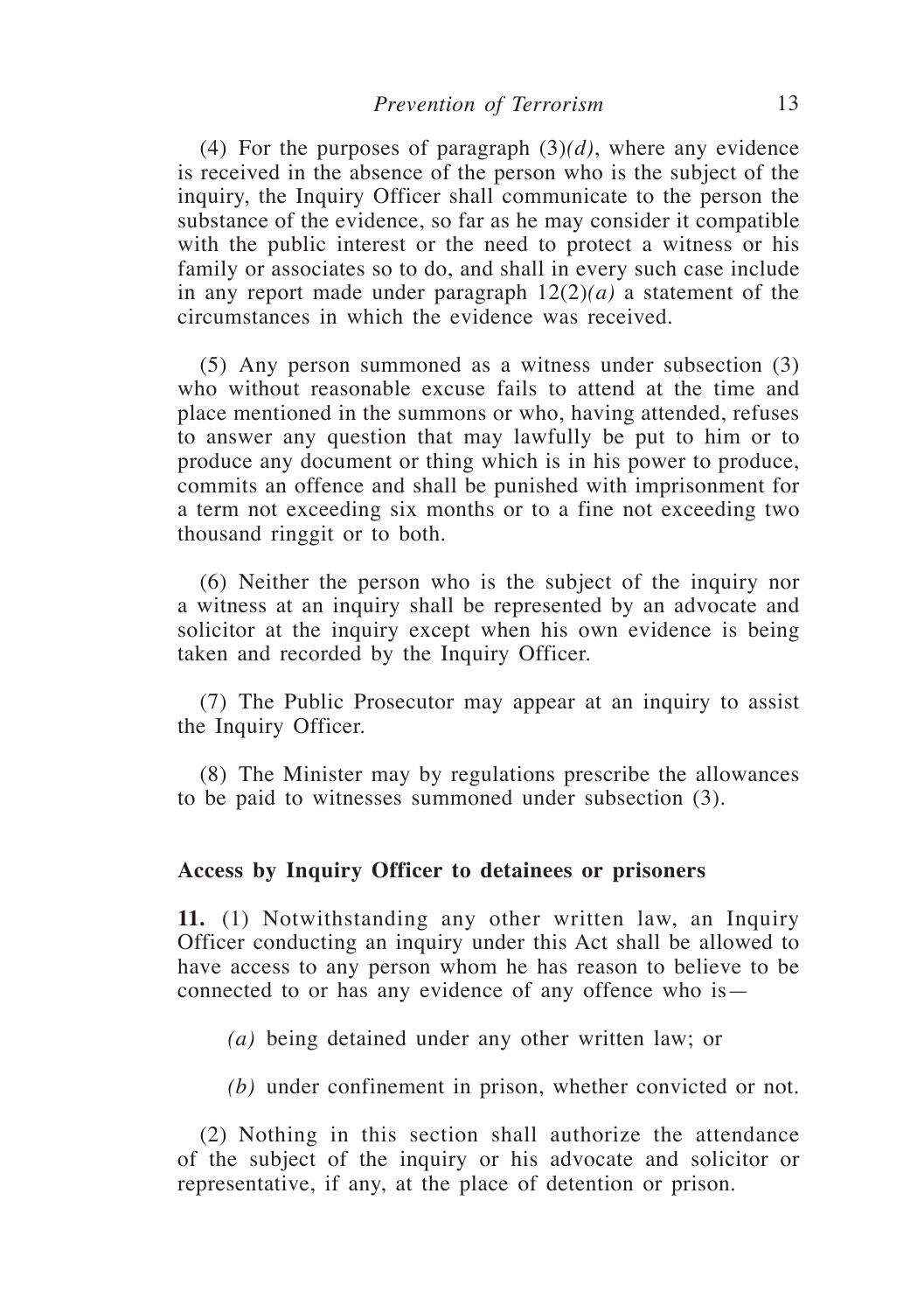(4) For the purposes of paragraph (3)*(d)*, where any evidence is received in the absence of the person who is the subject of the inquiry, the Inquiry Officer shall communicate to the person the substance of the evidence, so far as he may consider it compatible with the public interest or the need to protect a witness or his family or associates so to do, and shall in every such case include in any report made under paragraph 12(2)*(a)* a statement of the circumstances in which the evidence was received.

(5) Any person summoned as a witness under subsection (3) who without reasonable excuse fails to attend at the time and place mentioned in the summons or who, having attended, refuses to answer any question that may lawfully be put to him or to produce any document or thing which is in his power to produce, commits an offence and shall be punished with imprisonment for a term not exceeding six months or to a fine not exceeding two thousand ringgit or to both.

(6) Neither the person who is the subject of the inquiry nor a witness at an inquiry shall be represented by an advocate and solicitor at the inquiry except when his own evidence is being taken and recorded by the Inquiry Officer.

(7) The Public Prosecutor may appear at an inquiry to assist the Inquiry Officer.

(8) The Minister may by regulations prescribe the allowances to be paid to witnesses summoned under subsection (3).

### Access by Inquiry Officer to detainees or prisoners

**11.** (1) Notwithstanding any other written law, an Inquiry Officer conducting an inquiry under this Act shall be allowed to have access to any person whom he has reason to believe to be connected to or has any evidence of any offence who is—

*(a)* being detained under any other written law; or

*(b)* under confinement in prison, whether convicted or not.

(2) Nothing in this section shall authorize the attendance of the subject of the inquiry or his advocate and solicitor or representative, if any, at the place of detention or prison.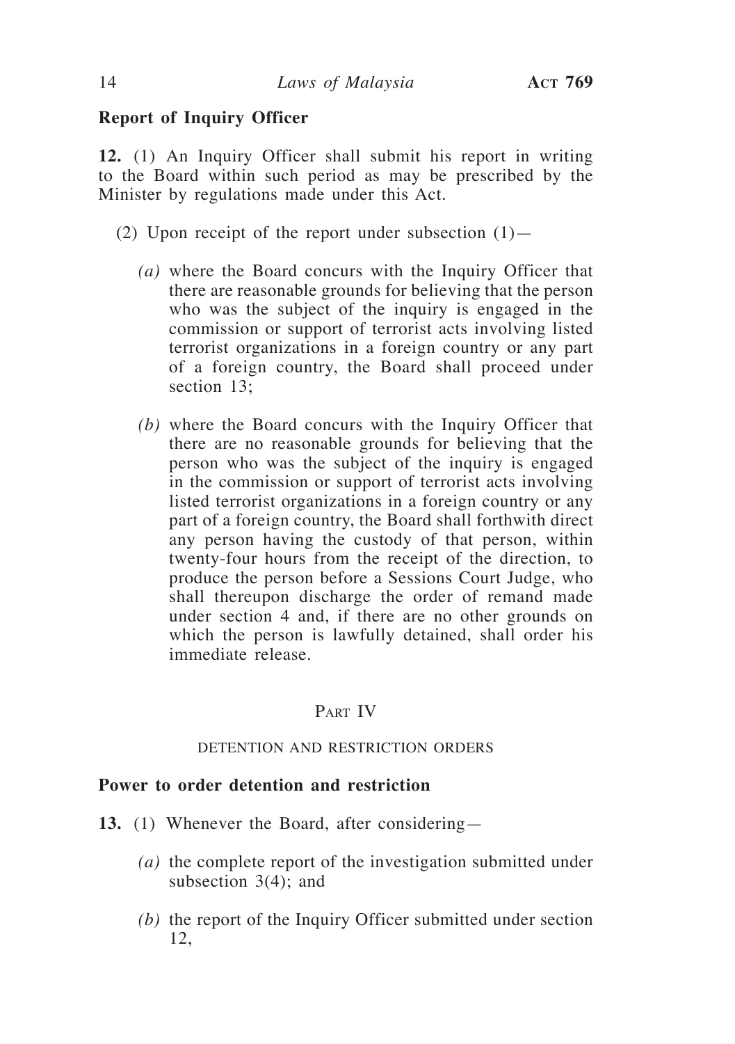**Report of Inquiry Officer**

**12.** (1) An Inquiry Officer shall submit his report in writing to the Board within such period as may be prescribed by the Minister by regulations made under this Act.

(2) Upon receipt of the report under subsection (1)—

*(a)* where the Board concurs with the Inquiry Officer that there are reasonable grounds for believing that the person who was the subject of the inquiry is engaged in the commission or support of terrorist acts involving listed terrorist organizations in a foreign country or any part of a foreign country, the Board shall proceed under section 13;

*(b)* where the Board concurs with the Inquiry Officer that there are no reasonable grounds for believing that the person who was the subject of the inquiry is engaged in the commission or support of terrorist acts involving listed terrorist organizations in a foreign country or any part of a foreign country, the Board shall forthwith direct any person having the custody of that person, within twenty-four hours from the receipt of the direction, to produce the person before a Sessions Court Judge, who shall thereupon discharge the order of remand made under section 4 and, if there are no other grounds on which the person is lawfully detained, shall order his immediate release.

## Part IV

### DETENTION AND RESTRICTION ORDERS

**Power to order detention and restriction**

**13.** (1) Whenever the Board, after considering—

*(a)* the complete report of the investigation submitted under subsection 3(4); and

*(b)* the report of the Inquiry Officer submitted under section 12,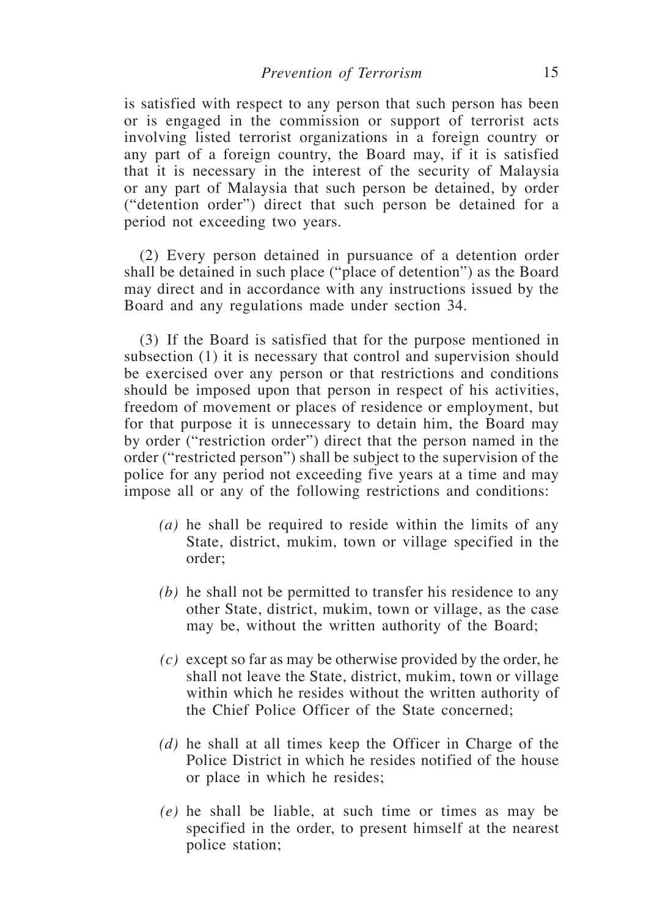is satisfied with respect to any person that such person has been or is engaged in the commission or support of terrorist acts involving listed terrorist organizations in a foreign country or any part of a foreign country, the Board may, if it is satisfied that it is necessary in the interest of the security of Malaysia or any part of Malaysia that such person be detained, by order ("detention order") direct that such person be detained for a period not exceeding two years.

(2) Every person detained in pursuance of a detention order shall be detained in such place ("place of detention") as the Board may direct and in accordance with any instructions issued by the Board and any regulations made under section 34.

(3) If the Board is satisfied that for the purpose mentioned in subsection (1) it is necessary that control and supervision should be exercised over any person or that restrictions and conditions should be imposed upon that person in respect of his activities, freedom of movement or places of residence or employment, but for that purpose it is unnecessary to detain him, the Board may by order ("restriction order") direct that the person named in the order ("restricted person") shall be subject to the supervision of the police for any period not exceeding five years at a time and may impose all or any of the following restrictions and conditions:

*(a)* he shall be required to reside within the limits of any State, district, mukim, town or village specified in the order;

*(b)* he shall not be permitted to transfer his residence to any other State, district, mukim, town or village, as the case may be, without the written authority of the Board;

*(c)* except so far as may be otherwise provided by the order, he shall not leave the State, district, mukim, town or village within which he resides without the written authority of the Chief Police Officer of the State concerned;

*(d)* he shall at all times keep the Officer in Charge of the Police District in which he resides notified of the house or place in which he resides;

*(e)* he shall be liable, at such time or times as may be specified in the order, to present himself at the nearest police station;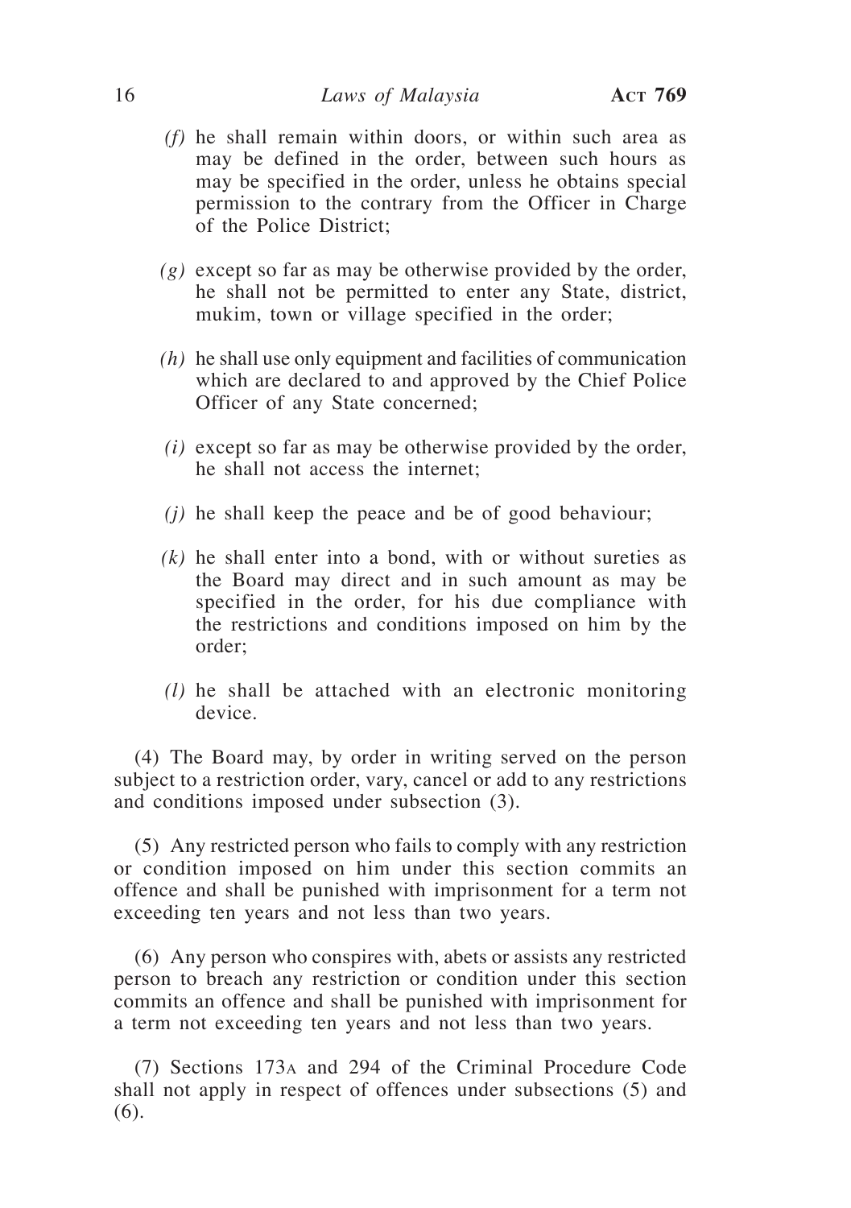*(f)* he shall remain within doors, or within such area as may be defined in the order, between such hours as may be specified in the order, unless he obtains special permission to the contrary from the Officer in Charge of the Police District;

*(g)* except so far as may be otherwise provided by the order, he shall not be permitted to enter any State, district, mukim, town or village specified in the order;

*(h)* he shall use only equipment and facilities of communication which are declared to and approved by the Chief Police Officer of any State concerned;

*(i)* except so far as may be otherwise provided by the order, he shall not access the internet;

*(j)* he shall keep the peace and be of good behaviour;

*(k)* he shall enter into a bond, with or without sureties as the Board may direct and in such amount as may be specified in the order, for his due compliance with the restrictions and conditions imposed on him by the order;

*(l)* he shall be attached with an electronic monitoring device.

(4) The Board may, by order in writing served on the person subject to a restriction order, vary, cancel or add to any restrictions and conditions imposed under subsection (3).

(5) Any restricted person who fails to comply with any restriction or condition imposed on him under this section commits an offence and shall be punished with imprisonment for a term not exceeding ten years and not less than two years.

(6) Any person who conspires with, abets or assists any restricted person to breach any restriction or condition under this section commits an offence and shall be punished with imprisonment for a term not exceeding ten years and not less than two years.

(7) Sections 173A and 294 of the Criminal Procedure Code shall not apply in respect of offences under subsections (5) and (6).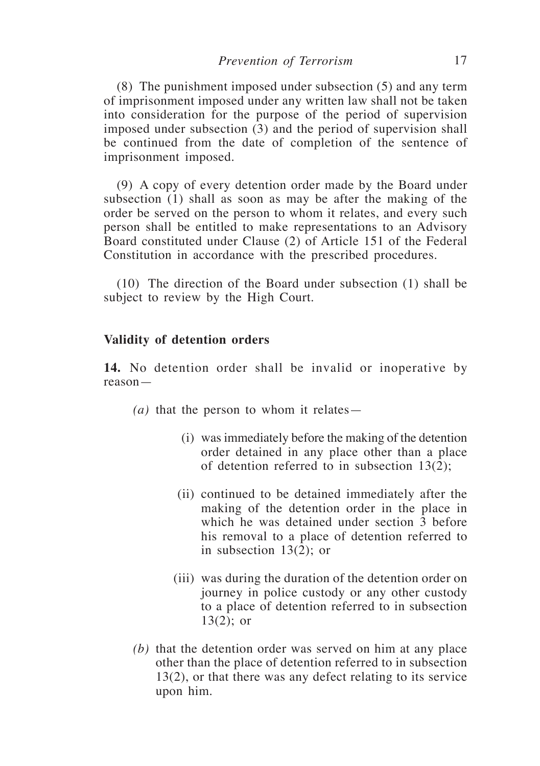(8) The punishment imposed under subsection (5) and any term of imprisonment imposed under any written law shall not be taken into consideration for the purpose of the period of supervision imposed under subsection (3) and the period of supervision shall be continued from the date of completion of the sentence of imprisonment imposed.

(9) A copy of every detention order made by the Board under subsection (1) shall as soon as may be after the making of the order be served on the person to whom it relates, and every such person shall be entitled to make representations to an Advisory Board constituted under Clause (2) of Article 151 of the Federal Constitution in accordance with the prescribed procedures.

(10) The direction of the Board under subsection (1) shall be subject to review by the High Court.

**Validity of detention orders**

**14.** No detention order shall be invalid or inoperative by reason—

*(a)* that the person to whom it relates—

(i) was immediately before the making of the detention order detained in any place other than a place of detention referred to in subsection 13(2);

(ii) continued to be detained immediately after the making of the detention order in the place in which he was detained under section 3 before his removal to a place of detention referred to in subsection 13(2); or

(iii) was during the duration of the detention order on journey in police custody or any other custody to a place of detention referred to in subsection 13(2); or

*(b)* that the detention order was served on him at any place other than the place of detention referred to in subsection 13(2), or that there was any defect relating to its service upon him.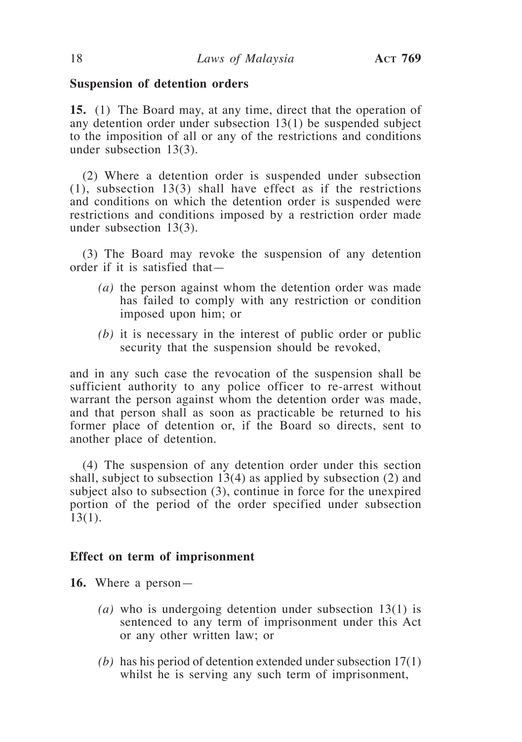**Suspension of detention orders**

**15.** (1) The Board may, at any time, direct that the operation of any detention order under subsection 13(1) be suspended subject to the imposition of all or any of the restrictions and conditions under subsection 13(3).

(2) Where a detention order is suspended under subsection (1), subsection 13(3) shall have effect as if the restrictions and conditions on which the detention order is suspended were restrictions and conditions imposed by a restriction order made under subsection 13(3).

(3) The Board may revoke the suspension of any detention order if it is satisfied that—

- *(a)* the person against whom the detention order was made has failed to comply with any restriction or condition imposed upon him; or
- *(b)* it is necessary in the interest of public order or public security that the suspension should be revoked,

and in any such case the revocation of the suspension shall be sufficient authority to any police officer to re-arrest without warrant the person against whom the detention order was made, and that person shall as soon as practicable be returned to his former place of detention or, if the Board so directs, sent to another place of detention.

(4) The suspension of any detention order under this section shall, subject to subsection 13(4) as applied by subsection (2) and subject also to subsection (3), continue in force for the unexpired portion of the period of the order specified under subsection 13(1).

**Effect on term of imprisonment**

**16.** Where a person—

- *(a)* who is undergoing detention under subsection 13(1) is sentenced to any term of imprisonment under this Act or any other written law; or
- *(b)* has his period of detention extended under subsection 17(1) whilst he is serving any such term of imprisonment,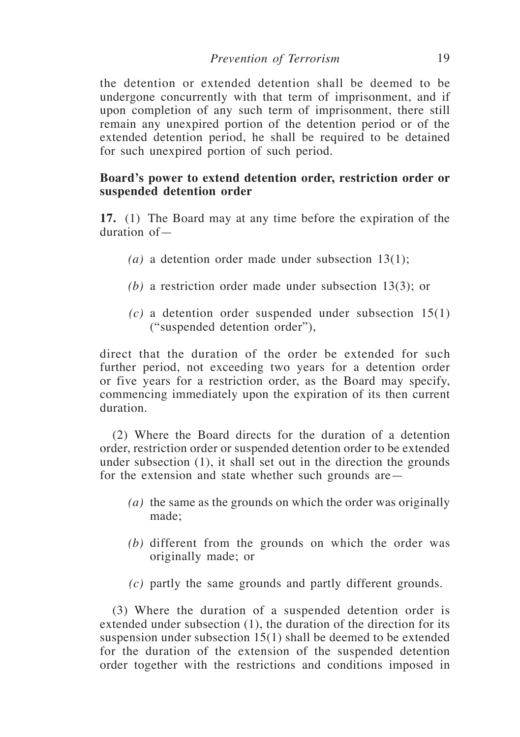the detention or extended detention shall be deemed to be undergone concurrently with that term of imprisonment, and if upon completion of any such term of imprisonment, there still remain any unexpired portion of the detention period or of the extended detention period, he shall be required to be detained for such unexpired portion of such period.

**Board's power to extend detention order, restriction order or suspended detention order**

**17.** (1) The Board may at any time before the expiration of the duration of—

*(a)* a detention order made under subsection 13(1);

*(b)* a restriction order made under subsection 13(3); or

*(c)* a detention order suspended under subsection 15(1) ("suspended detention order"),

direct that the duration of the order be extended for such further period, not exceeding two years for a detention order or five years for a restriction order, as the Board may specify, commencing immediately upon the expiration of its then current duration.

(2) Where the Board directs for the duration of a detention order, restriction order or suspended detention order to be extended under subsection (1), it shall set out in the direction the grounds for the extension and state whether such grounds are—

*(a)* the same as the grounds on which the order was originally made;

*(b)* different from the grounds on which the order was originally made; or

*(c)* partly the same grounds and partly different grounds.

(3) Where the duration of a suspended detention order is extended under subsection (1), the duration of the direction for its suspension under subsection 15(1) shall be deemed to be extended for the duration of the extension of the suspended detention order together with the restrictions and conditions imposed in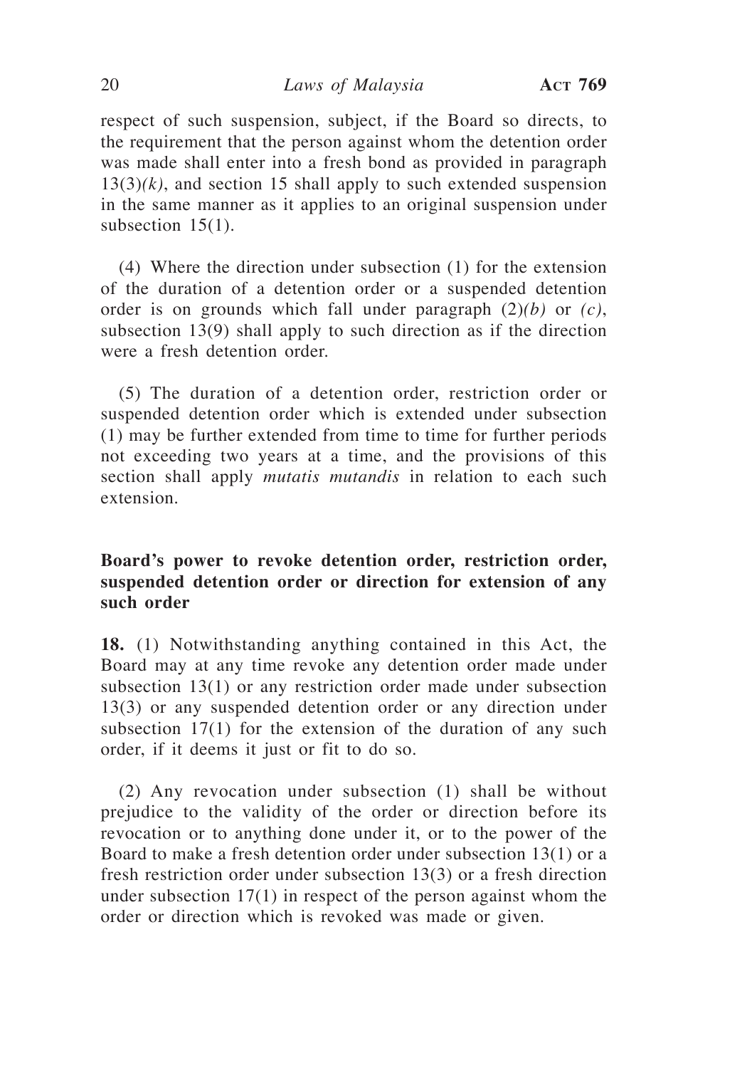respect of such suspension, subject, if the Board so directs, to the requirement that the person against whom the detention order was made shall enter into a fresh bond as provided in paragraph 13(3)*(k)*, and section 15 shall apply to such extended suspension in the same manner as it applies to an original suspension under subsection 15(1).

(4) Where the direction under subsection (1) for the extension of the duration of a detention order or a suspended detention order is on grounds which fall under paragraph (2)*(b)* or *(c)*, subsection 13(9) shall apply to such direction as if the direction were a fresh detention order.

(5) The duration of a detention order, restriction order or suspended detention order which is extended under subsection (1) may be further extended from time to time for further periods not exceeding two years at a time, and the provisions of this section shall apply *mutatis mutandis* in relation to each such extension.

**Board's power to revoke detention order, restriction order, suspended detention order or direction for extension of any such order**

**18.** (1) Notwithstanding anything contained in this Act, the Board may at any time revoke any detention order made under subsection 13(1) or any restriction order made under subsection 13(3) or any suspended detention order or any direction under subsection 17(1) for the extension of the duration of any such order, if it deems it just or fit to do so.

(2) Any revocation under subsection (1) shall be without prejudice to the validity of the order or direction before its revocation or to anything done under it, or to the power of the Board to make a fresh detention order under subsection 13(1) or a fresh restriction order under subsection 13(3) or a fresh direction under subsection 17(1) in respect of the person against whom the order or direction which is revoked was made or given.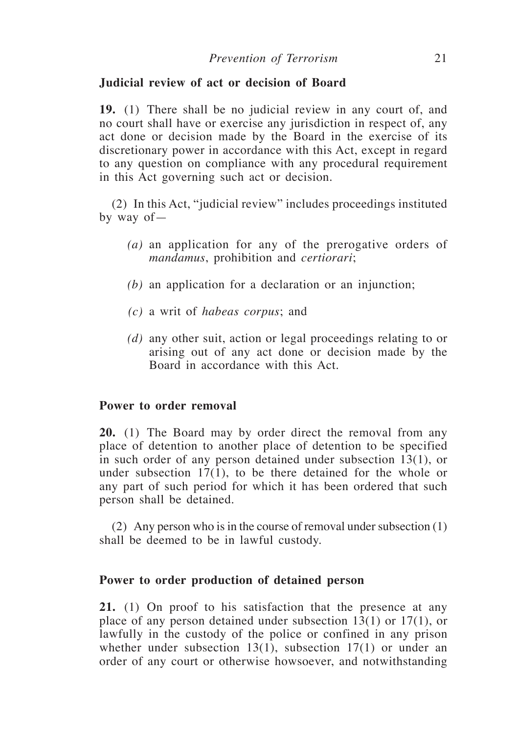**Judicial review of act or decision of Board**

**19.** (1) There shall be no judicial review in any court of, and no court shall have or exercise any jurisdiction in respect of, any act done or decision made by the Board in the exercise of its discretionary power in accordance with this Act, except in regard to any question on compliance with any procedural requirement in this Act governing such act or decision.

(2) In this Act, "judicial review" includes proceedings instituted by way of—

*(a)* an application for any of the prerogative orders of *mandamus*, prohibition and *certiorari*;

*(b)* an application for a declaration or an injunction;

*(c)* a writ of *habeas corpus*; and

*(d)* any other suit, action or legal proceedings relating to or arising out of any act done or decision made by the Board in accordance with this Act.

**Power to order removal**

**20.** (1) The Board may by order direct the removal from any place of detention to another place of detention to be specified in such order of any person detained under subsection 13(1), or under subsection 17(1), to be there detained for the whole or any part of such period for which it has been ordered that such person shall be detained.

(2) Any person who is in the course of removal under subsection (1) shall be deemed to be in lawful custody.

**Power to order production of detained person**

**21.** (1) On proof to his satisfaction that the presence at any place of any person detained under subsection 13(1) or 17(1), or lawfully in the custody of the police or confined in any prison whether under subsection 13(1), subsection 17(1) or under an order of any court or otherwise howsoever, and notwithstanding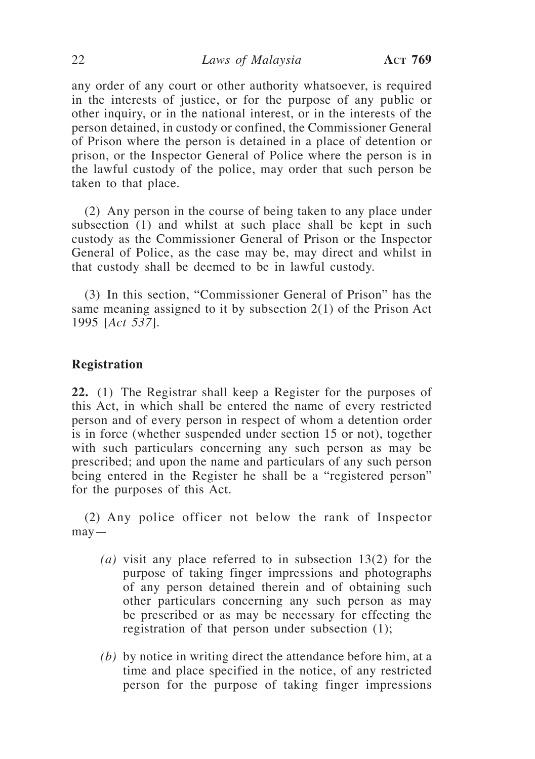any order of any court or other authority whatsoever, is required in the interests of justice, or for the purpose of any public or other inquiry, or in the national interest, or in the interests of the person detained, in custody or confined, the Commissioner General of Prison where the person is detained in a place of detention or prison, or the Inspector General of Police where the person is in the lawful custody of the police, may order that such person be taken to that place.

(2) Any person in the course of being taken to any place under subsection (1) and whilst at such place shall be kept in such custody as the Commissioner General of Prison or the Inspector General of Police, as the case may be, may direct and whilst in that custody shall be deemed to be in lawful custody.

(3) In this section, "Commissioner General of Prison" has the same meaning assigned to it by subsection 2(1) of the Prison Act 1995 [*Act 537*].

**Registration**

**22.** (1) The Registrar shall keep a Register for the purposes of this Act, in which shall be entered the name of every restricted person and of every person in respect of whom a detention order is in force (whether suspended under section 15 or not), together with such particulars concerning any such person as may be prescribed; and upon the name and particulars of any such person being entered in the Register he shall be a "registered person" for the purposes of this Act.

(2) Any police officer not below the rank of Inspector may—

*(a)* visit any place referred to in subsection 13(2) for the purpose of taking finger impressions and photographs of any person detained therein and of obtaining such other particulars concerning any such person as may be prescribed or as may be necessary for effecting the registration of that person under subsection (1);

*(b)* by notice in writing direct the attendance before him, at a time and place specified in the notice, of any restricted person for the purpose of taking finger impressions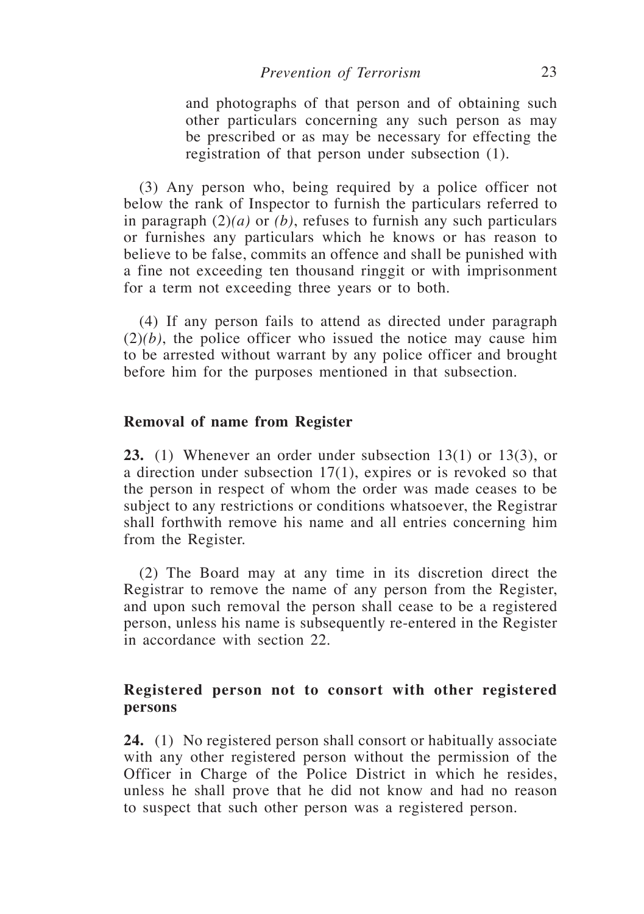and photographs of that person and of obtaining such other particulars concerning any such person as may be prescribed or as may be necessary for effecting the registration of that person under subsection (1).

(3) Any person who, being required by a police officer not below the rank of Inspector to furnish the particulars referred to in paragraph (2)*(a)* or *(b)*, refuses to furnish any such particulars or furnishes any particulars which he knows or has reason to believe to be false, commits an offence and shall be punished with a fine not exceeding ten thousand ringgit or with imprisonment for a term not exceeding three years or to both.

(4) If any person fails to attend as directed under paragraph (2)*(b)*, the police officer who issued the notice may cause him to be arrested without warrant by any police officer and brought before him for the purposes mentioned in that subsection.

**Removal of name from Register**

**23.** (1) Whenever an order under subsection 13(1) or 13(3), or a direction under subsection 17(1), expires or is revoked so that the person in respect of whom the order was made ceases to be subject to any restrictions or conditions whatsoever, the Registrar shall forthwith remove his name and all entries concerning him from the Register.

(2) The Board may at any time in its discretion direct the Registrar to remove the name of any person from the Register, and upon such removal the person shall cease to be a registered person, unless his name is subsequently re-entered in the Register in accordance with section 22.

**Registered person not to consort with other registered persons**

**24.** (1) No registered person shall consort or habitually associate with any other registered person without the permission of the Officer in Charge of the Police District in which he resides, unless he shall prove that he did not know and had no reason to suspect that such other person was a registered person.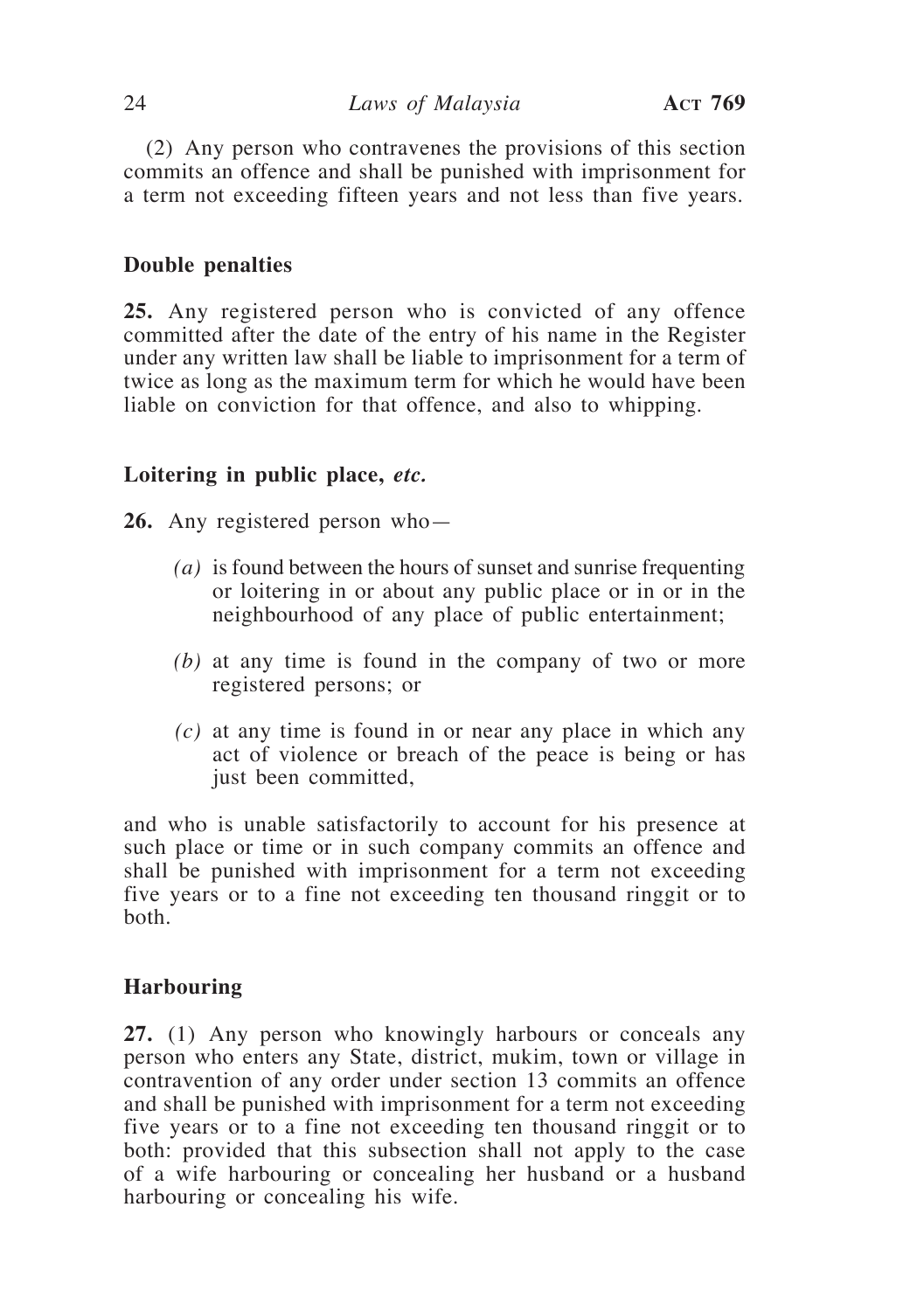(2) Any person who contravenes the provisions of this section commits an offence and shall be punished with imprisonment for a term not exceeding fifteen years and not less than five years.

### Double penalties

**25.** Any registered person who is convicted of any offence committed after the date of the entry of his name in the Register under any written law shall be liable to imprisonment for a term of twice as long as the maximum term for which he would have been liable on conviction for that offence, and also to whipping.

### Loitering in public place, *etc.*

**26.** Any registered person who—

*(a)* is found between the hours of sunset and sunrise frequenting or loitering in or about any public place or in or in the neighbourhood of any place of public entertainment;

*(b)* at any time is found in the company of two or more registered persons; or

*(c)* at any time is found in or near any place in which any act of violence or breach of the peace is being or has just been committed,

and who is unable satisfactorily to account for his presence at such place or time or in such company commits an offence and shall be punished with imprisonment for a term not exceeding five years or to a fine not exceeding ten thousand ringgit or to both.

### Harbouring

**27.** (1) Any person who knowingly harbours or conceals any person who enters any State, district, mukim, town or village in contravention of any order under section 13 commits an offence and shall be punished with imprisonment for a term not exceeding five years or to a fine not exceeding ten thousand ringgit or to both: provided that this subsection shall not apply to the case of a wife harbouring or concealing her husband or a husband harbouring or concealing his wife.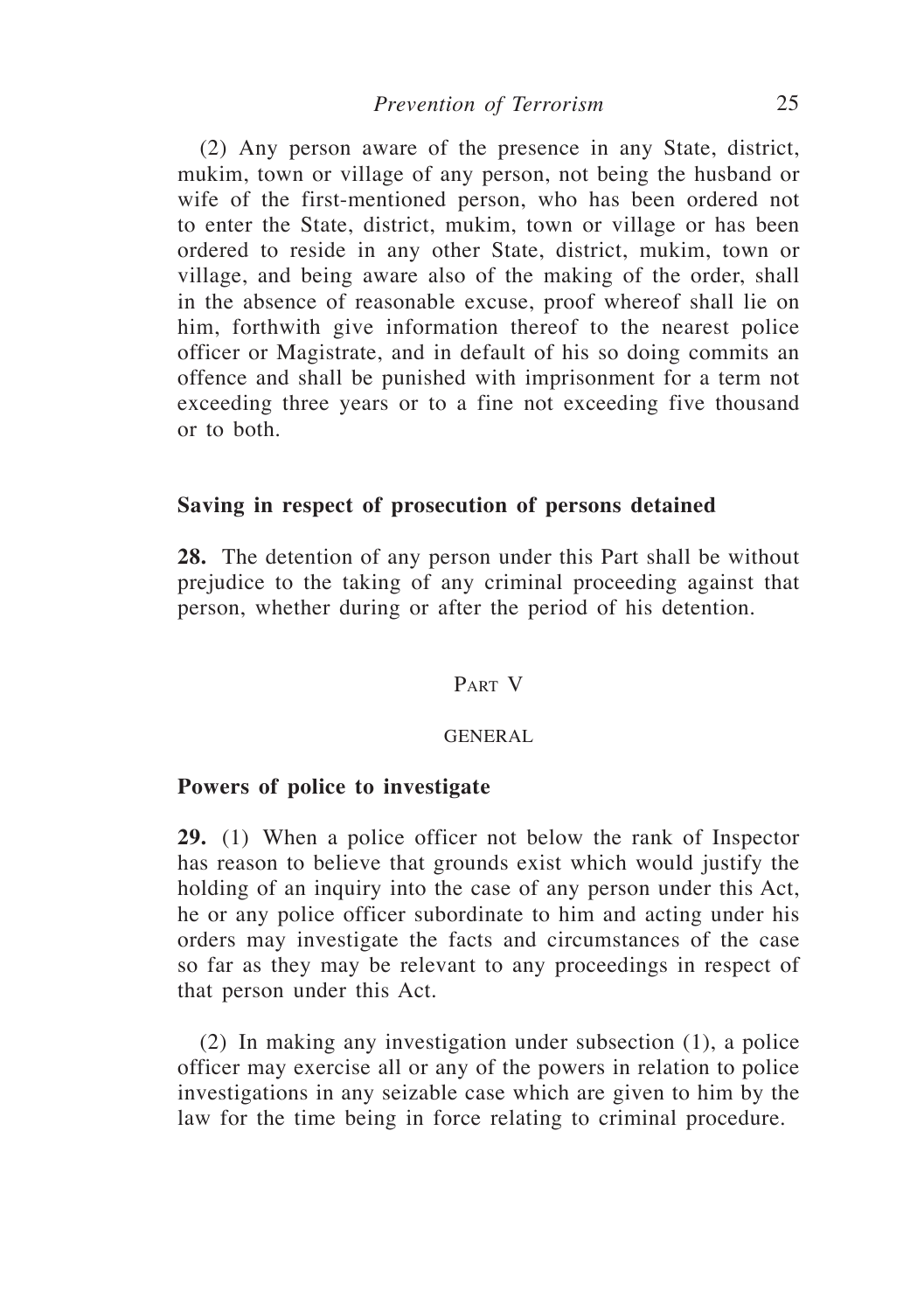(2) Any person aware of the presence in any State, district, mukim, town or village of any person, not being the husband or wife of the first-mentioned person, who has been ordered not to enter the State, district, mukim, town or village or has been ordered to reside in any other State, district, mukim, town or village, and being aware also of the making of the order, shall in the absence of reasonable excuse, proof whereof shall lie on him, forthwith give information thereof to the nearest police officer or Magistrate, and in default of his so doing commits an offence and shall be punished with imprisonment for a term not exceeding three years or to a fine not exceeding five thousand or to both.

### Saving in respect of prosecution of persons detained

**28.** The detention of any person under this Part shall be without prejudice to the taking of any criminal proceeding against that person, whether during or after the period of his detention.

## Part V

## GENERAL

### Powers of police to investigate

**29.** (1) When a police officer not below the rank of Inspector has reason to believe that grounds exist which would justify the holding of an inquiry into the case of any person under this Act, he or any police officer subordinate to him and acting under his orders may investigate the facts and circumstances of the case so far as they may be relevant to any proceedings in respect of that person under this Act.

(2) In making any investigation under subsection (1), a police officer may exercise all or any of the powers in relation to police investigations in any seizable case which are given to him by the law for the time being in force relating to criminal procedure.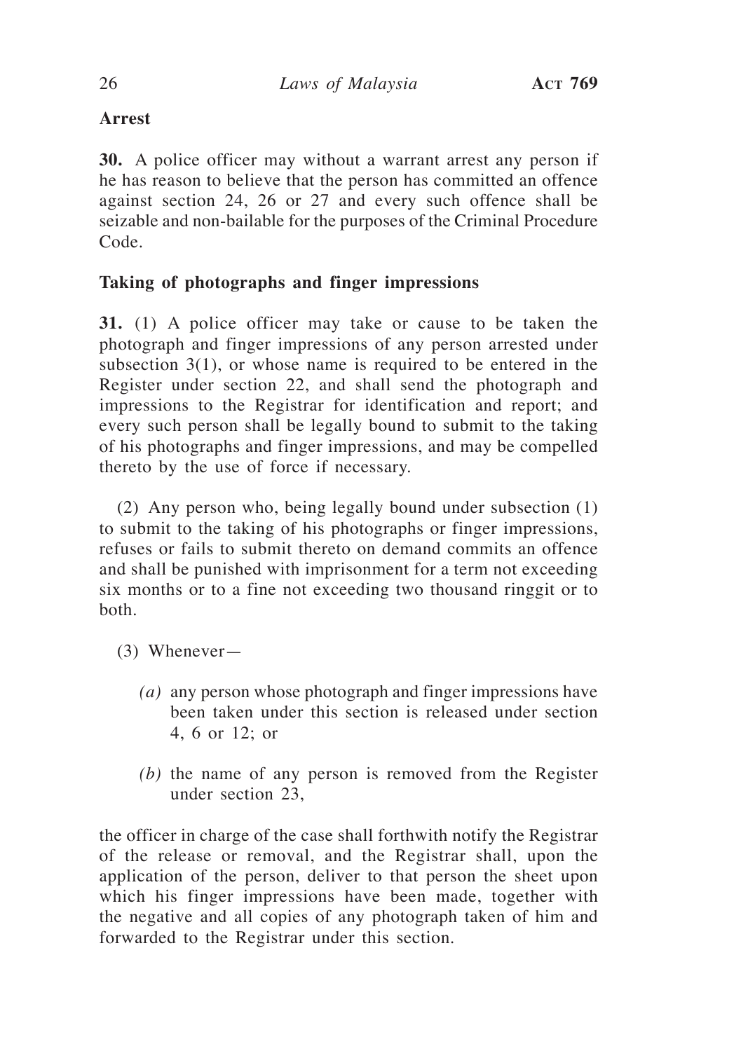**Arrest**

**30.** A police officer may without a warrant arrest any person if he has reason to believe that the person has committed an offence against section 24, 26 or 27 and every such offence shall be seizable and non-bailable for the purposes of the Criminal Procedure Code.

**Taking of photographs and finger impressions**

**31.** (1) A police officer may take or cause to be taken the photograph and finger impressions of any person arrested under subsection 3(1), or whose name is required to be entered in the Register under section 22, and shall send the photograph and impressions to the Registrar for identification and report; and every such person shall be legally bound to submit to the taking of his photographs and finger impressions, and may be compelled thereto by the use of force if necessary.

(2) Any person who, being legally bound under subsection (1) to submit to the taking of his photographs or finger impressions, refuses or fails to submit thereto on demand commits an offence and shall be punished with imprisonment for a term not exceeding six months or to a fine not exceeding two thousand ringgit or to both.

(3) Whenever—

*(a)* any person whose photograph and finger impressions have been taken under this section is released under section 4, 6 or 12; or

*(b)* the name of any person is removed from the Register under section 23,

the officer in charge of the case shall forthwith notify the Registrar of the release or removal, and the Registrar shall, upon the application of the person, deliver to that person the sheet upon which his finger impressions have been made, together with the negative and all copies of any photograph taken of him and forwarded to the Registrar under this section.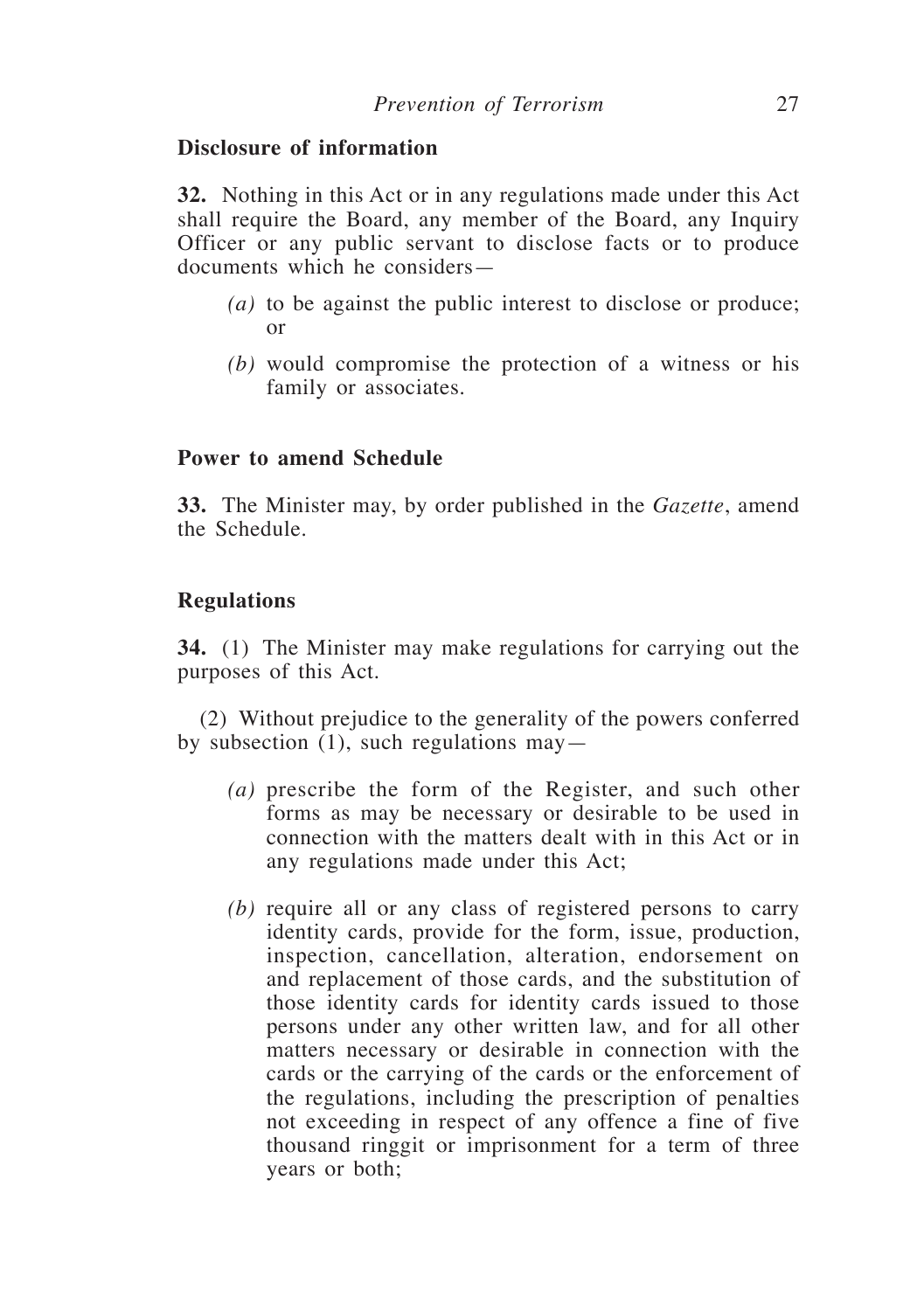**Disclosure of information**

**32.** Nothing in this Act or in any regulations made under this Act shall require the Board, any member of the Board, any Inquiry Officer or any public servant to disclose facts or to produce documents which he considers—

*(a)* to be against the public interest to disclose or produce; or

*(b)* would compromise the protection of a witness or his family or associates.

**Power to amend Schedule**

**33.** The Minister may, by order published in the *Gazette*, amend the Schedule.

**Regulations**

**34.** (1) The Minister may make regulations for carrying out the purposes of this Act.

(2) Without prejudice to the generality of the powers conferred by subsection (1), such regulations may—

*(a)* prescribe the form of the Register, and such other forms as may be necessary or desirable to be used in connection with the matters dealt with in this Act or in any regulations made under this Act;

*(b)* require all or any class of registered persons to carry identity cards, provide for the form, issue, production, inspection, cancellation, alteration, endorsement on and replacement of those cards, and the substitution of those identity cards for identity cards issued to those persons under any other written law, and for all other matters necessary or desirable in connection with the cards or the carrying of the cards or the enforcement of the regulations, including the prescription of penalties not exceeding in respect of any offence a fine of five thousand ringgit or imprisonment for a term of three years or both;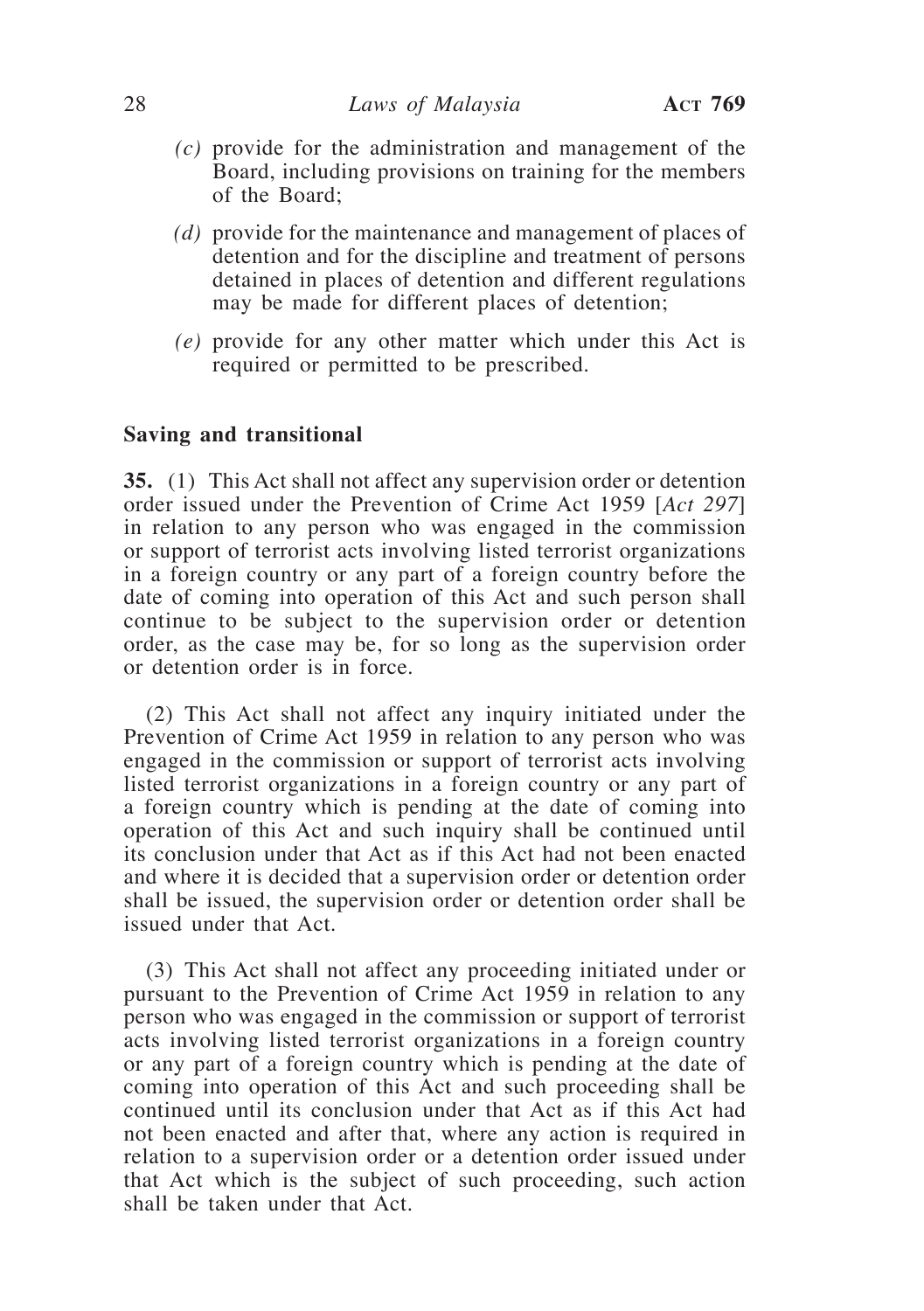*(c)* provide for the administration and management of the Board, including provisions on training for the members of the Board;

*(d)* provide for the maintenance and management of places of detention and for the discipline and treatment of persons detained in places of detention and different regulations may be made for different places of detention;

*(e)* provide for any other matter which under this Act is required or permitted to be prescribed.

### Saving and transitional

**35.** (1) This Act shall not affect any supervision order or detention order issued under the Prevention of Crime Act 1959 [*Act 297*] in relation to any person who was engaged in the commission or support of terrorist acts involving listed terrorist organizations in a foreign country or any part of a foreign country before the date of coming into operation of this Act and such person shall continue to be subject to the supervision order or detention order, as the case may be, for so long as the supervision order or detention order is in force.

(2) This Act shall not affect any inquiry initiated under the Prevention of Crime Act 1959 in relation to any person who was engaged in the commission or support of terrorist acts involving listed terrorist organizations in a foreign country or any part of a foreign country which is pending at the date of coming into operation of this Act and such inquiry shall be continued until its conclusion under that Act as if this Act had not been enacted and where it is decided that a supervision order or detention order shall be issued, the supervision order or detention order shall be issued under that Act.

(3) This Act shall not affect any proceeding initiated under or pursuant to the Prevention of Crime Act 1959 in relation to any person who was engaged in the commission or support of terrorist acts involving listed terrorist organizations in a foreign country or any part of a foreign country which is pending at the date of coming into operation of this Act and such proceeding shall be continued until its conclusion under that Act as if this Act had not been enacted and after that, where any action is required in relation to a supervision order or a detention order issued under that Act which is the subject of such proceeding, such action shall be taken under that Act.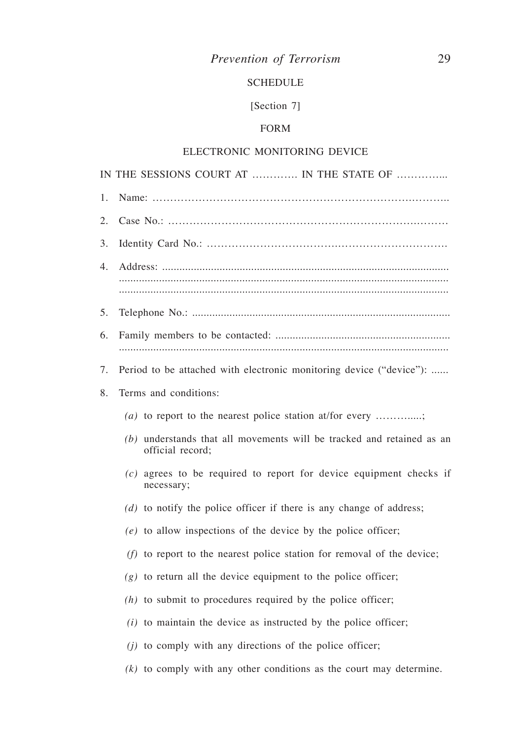## SCHEDULE

[Section 7]

### FORM

### ELECTRONIC MONITORING DEVICE

IN THE SESSIONS COURT AT …………. IN THE STATE OF …………...

1. Name: ……………………………………………………………….……..

2. Case No.: ………………………………………………………….………

3. Identity Card No.: ……………………………………………………….

4. Address: ....................................................................................................
....................................................................................................................
....................................................................................................................

5. Telephone No.: ..........................................................................................

6. Family members to be contacted: ............................................................
....................................................................................................................

7. Period to be attached with electronic monitoring device ("device"): ......

8. Terms and conditions:

   *(a)* to report to the nearest police station at/for every ………....;

   *(b)* understands that all movements will be tracked and retained as an official record;

   *(c)* agrees to be required to report for device equipment checks if necessary;

   *(d)* to notify the police officer if there is any change of address;

   *(e)* to allow inspections of the device by the police officer;

   *(f)* to report to the nearest police station for removal of the device;

   *(g)* to return all the device equipment to the police officer;

   *(h)* to submit to procedures required by the police officer;

   *(i)* to maintain the device as instructed by the police officer;

   *(j)* to comply with any directions of the police officer;

   *(k)* to comply with any other conditions as the court may determine.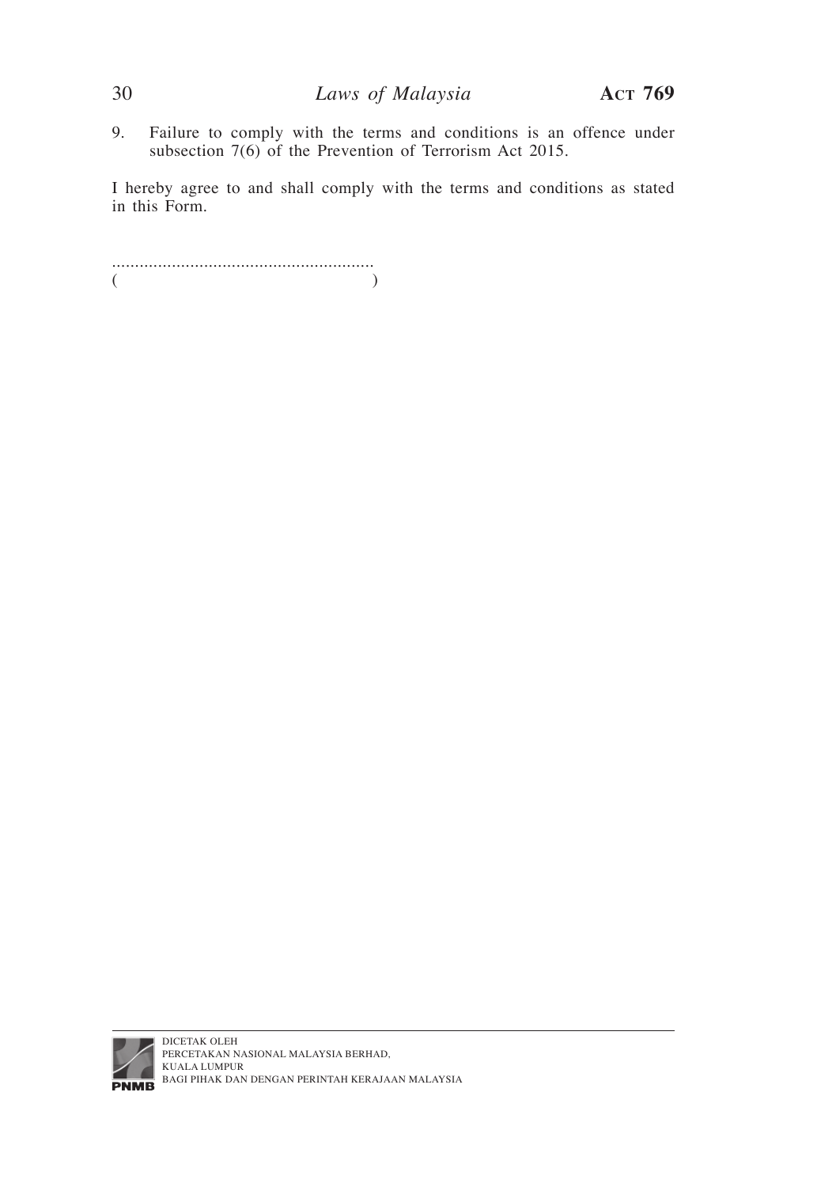9. Failure to comply with the terms and conditions is an offence under subsection 7(6) of the Prevention of Terrorism Act 2015.

I hereby agree to and shall comply with the terms and conditions as stated in this Form.

.........................................................
(                                                  )

DICETAK OLEH
PERCETAKAN NASIONAL MALAYSIA BERHAD,
KUALA LUMPUR
BAGI PIHAK DAN DENGAN PERINTAH KERAJAAN MALAYSIA